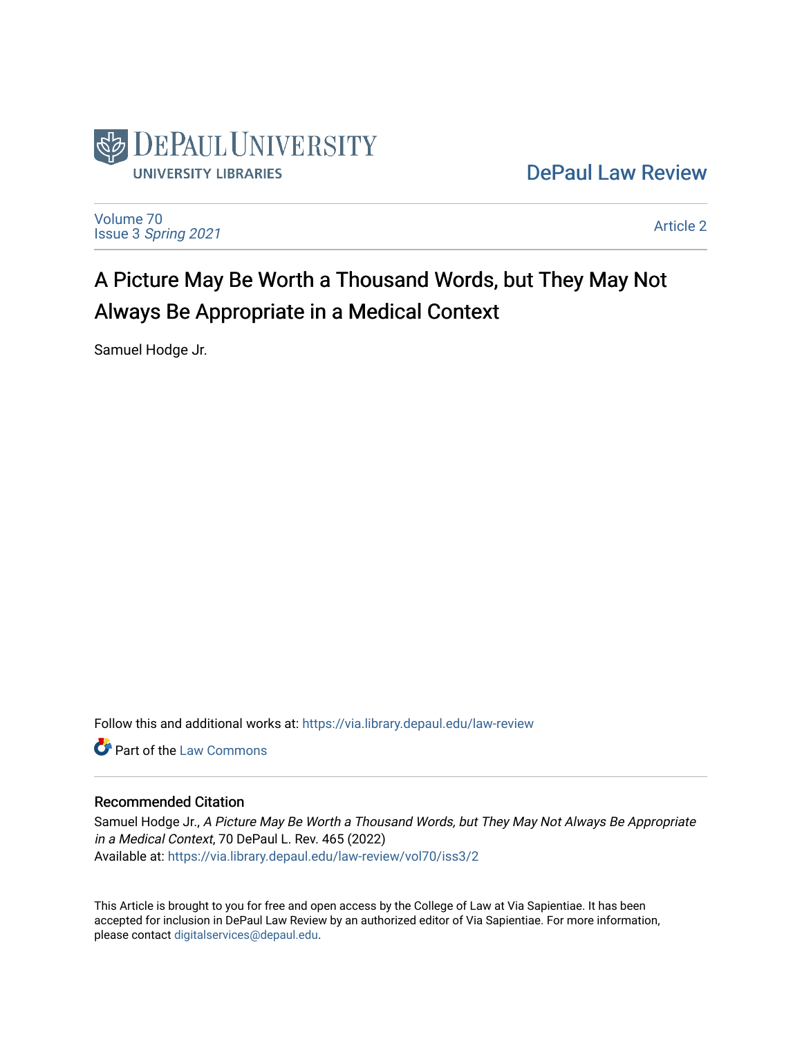DePaul University
UNIVERSITY LIBRARIES

DePaul Law Review

Volume 70
Issue 3 *Spring 2021*

Article 2

# A Picture May Be Worth a Thousand Words, but They May Not Always Be Appropriate in a Medical Context

Samuel Hodge Jr.

Follow this and additional works at: https://via.library.depaul.edu/law-review

Part of the Law Commons

## Recommended Citation

Samuel Hodge Jr., *A Picture May Be Worth a Thousand Words, but They May Not Always Be Appropriate in a Medical Context*, 70 DePaul L. Rev. 465 (2022)
Available at: https://via.library.depaul.edu/law-review/vol70/iss3/2

This Article is brought to you for free and open access by the College of Law at Via Sapientiae. It has been accepted for inclusion in DePaul Law Review by an authorized editor of Via Sapientiae. For more information, please contact digitalservices@depaul.edu.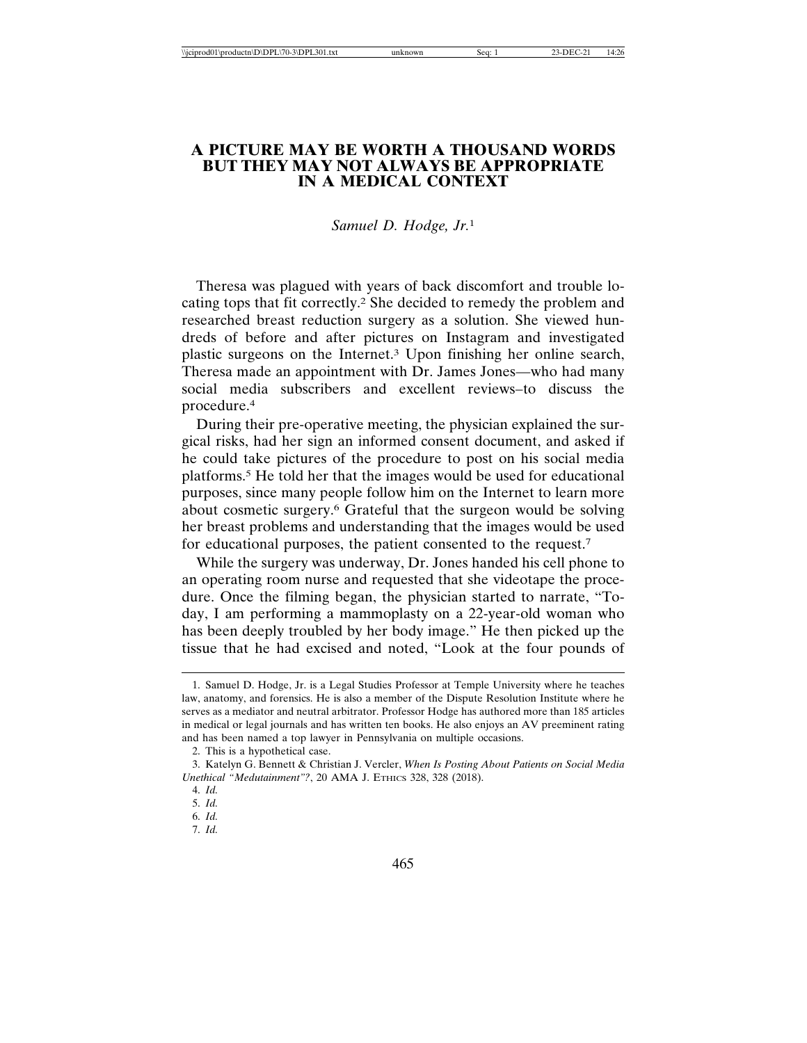# A PICTURE MAY BE WORTH A THOUSAND WORDS BUT THEY MAY NOT ALWAYS BE APPROPRIATE IN A MEDICAL CONTEXT

*Samuel D. Hodge, Jr.*[1]

Theresa was plagued with years of back discomfort and trouble locating tops that fit correctly.[2] She decided to remedy the problem and researched breast reduction surgery as a solution. She viewed hundreds of before and after pictures on Instagram and investigated plastic surgeons on the Internet.[3] Upon finishing her online search, Theresa made an appointment with Dr. James Jones—who had many social media subscribers and excellent reviews–to discuss the procedure.[4]

During their pre-operative meeting, the physician explained the surgical risks, had her sign an informed consent document, and asked if he could take pictures of the procedure to post on his social media platforms.[5] He told her that the images would be used for educational purposes, since many people follow him on the Internet to learn more about cosmetic surgery.[6] Grateful that the surgeon would be solving her breast problems and understanding that the images would be used for educational purposes, the patient consented to the request.[7]

While the surgery was underway, Dr. Jones handed his cell phone to an operating room nurse and requested that she videotape the procedure. Once the filming began, the physician started to narrate, "Today, I am performing a mammoplasty on a 22-year-old woman who has been deeply troubled by her body image." He then picked up the tissue that he had excised and noted, "Look at the four pounds of

---

1. Samuel D. Hodge, Jr. is a Legal Studies Professor at Temple University where he teaches law, anatomy, and forensics. He is also a member of the Dispute Resolution Institute where he serves as a mediator and neutral arbitrator. Professor Hodge has authored more than 185 articles in medical or legal journals and has written ten books. He also enjoys an AV preeminent rating and has been named a top lawyer in Pennsylvania on multiple occasions.
2. This is a hypothetical case.
3. Katelyn G. Bennett & Christian J. Vercler, *When Is Posting About Patients on Social Media Unethical "Medutainment"?*, 20 AMA J. ETHICS 328, 328 (2018).
4. *Id.*
5. *Id.*
6. *Id.*
7. *Id.*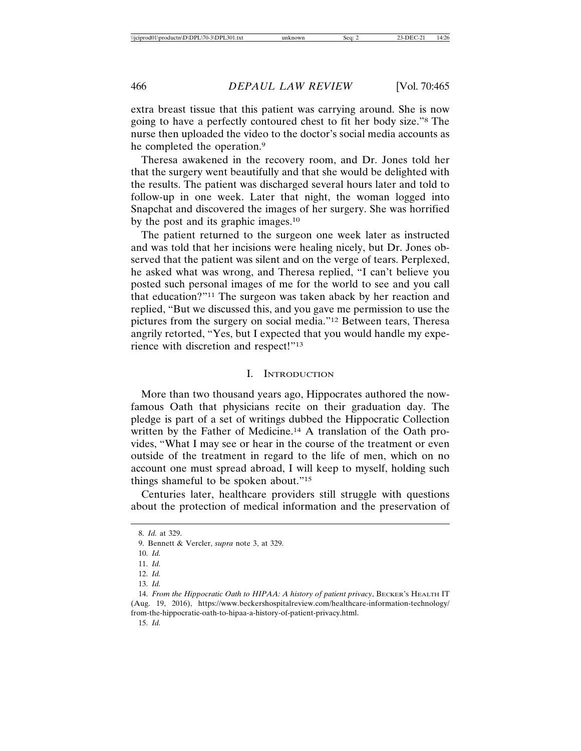extra breast tissue that this patient was carrying around. She is now going to have a perfectly contoured chest to fit her body size."[8] The nurse then uploaded the video to the doctor's social media accounts as he completed the operation.[9]

Theresa awakened in the recovery room, and Dr. Jones told her that the surgery went beautifully and that she would be delighted with the results. The patient was discharged several hours later and told to follow-up in one week. Later that night, the woman logged into Snapchat and discovered the images of her surgery. She was horrified by the post and its graphic images.[10]

The patient returned to the surgeon one week later as instructed and was told that her incisions were healing nicely, but Dr. Jones observed that the patient was silent and on the verge of tears. Perplexed, he asked what was wrong, and Theresa replied, "I can't believe you posted such personal images of me for the world to see and you call that education?"[11] The surgeon was taken aback by her reaction and replied, "But we discussed this, and you gave me permission to use the pictures from the surgery on social media."[12] Between tears, Theresa angrily retorted, "Yes, but I expected that you would handle my experience with discretion and respect!"[13]

## I. Introduction

More than two thousand years ago, Hippocrates authored the now-famous Oath that physicians recite on their graduation day. The pledge is part of a set of writings dubbed the Hippocratic Collection written by the Father of Medicine.[14] A translation of the Oath provides, "What I may see or hear in the course of the treatment or even outside of the treatment in regard to the life of men, which on no account one must spread abroad, I will keep to myself, holding such things shameful to be spoken about."[15]

Centuries later, healthcare providers still struggle with questions about the protection of medical information and the preservation of

---

8. *Id.* at 329.

9. Bennett & Vercler, *supra* note 3, at 329.

10. *Id.*

11. *Id.*

12. *Id.*

13. *Id.*

14. *From the Hippocratic Oath to HIPAA: A history of patient privacy*, Becker's Health IT (Aug. 19, 2016), https://www.beckershospitalreview.com/healthcare-information-technology/from-the-hippocratic-oath-to-hipaa-a-history-of-patient-privacy.html.

15. *Id.*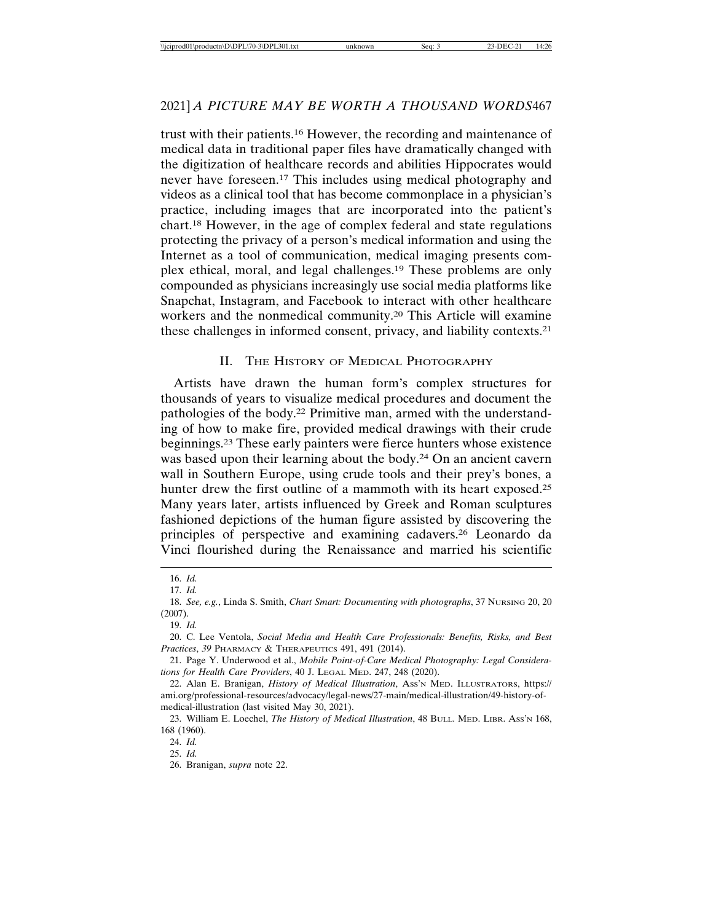trust with their patients.[16] However, the recording and maintenance of medical data in traditional paper files have dramatically changed with the digitization of healthcare records and abilities Hippocrates would never have foreseen.[17] This includes using medical photography and videos as a clinical tool that has become commonplace in a physician's practice, including images that are incorporated into the patient's chart.[18] However, in the age of complex federal and state regulations protecting the privacy of a person's medical information and using the Internet as a tool of communication, medical imaging presents complex ethical, moral, and legal challenges.[19] These problems are only compounded as physicians increasingly use social media platforms like Snapchat, Instagram, and Facebook to interact with other healthcare workers and the nonmedical community.[20] This Article will examine these challenges in informed consent, privacy, and liability contexts.[21]

## II. The History of Medical Photography

Artists have drawn the human form's complex structures for thousands of years to visualize medical procedures and document the pathologies of the body.[22] Primitive man, armed with the understanding of how to make fire, provided medical drawings with their crude beginnings.[23] These early painters were fierce hunters whose existence was based upon their learning about the body.[24] On an ancient cavern wall in Southern Europe, using crude tools and their prey's bones, a hunter drew the first outline of a mammoth with its heart exposed.[25] Many years later, artists influenced by Greek and Roman sculptures fashioned depictions of the human figure assisted by discovering the principles of perspective and examining cadavers.[26] Leonardo da Vinci flourished during the Renaissance and married his scientific

---

16. *Id.*

17. *Id.*

18. *See, e.g.*, Linda S. Smith, *Chart Smart: Documenting with photographs*, 37 Nursing 20, 20 (2007).

19. *Id.*

20. C. Lee Ventola, *Social Media and Health Care Professionals: Benefits, Risks, and Best Practices*, *39* Pharmacy & Therapeutics 491, 491 (2014).

21. Page Y. Underwood et al., *Mobile Point-of-Care Medical Photography: Legal Considerations for Health Care Providers*, 40 J. Legal Med. 247, 248 (2020).

22. Alan E. Branigan, *History of Medical Illustration*, Ass'n Med. Illustrators, https://ami.org/professional-resources/advocacy/legal-news/27-main/medical-illustration/49-history-of-medical-illustration (last visited May 30, 2021).

23. William E. Loechel, *The History of Medical Illustration*, 48 Bull. Med. Libr. Ass'n 168, 168 (1960).

24. *Id.*

25. *Id.*

26. Branigan, *supra* note 22.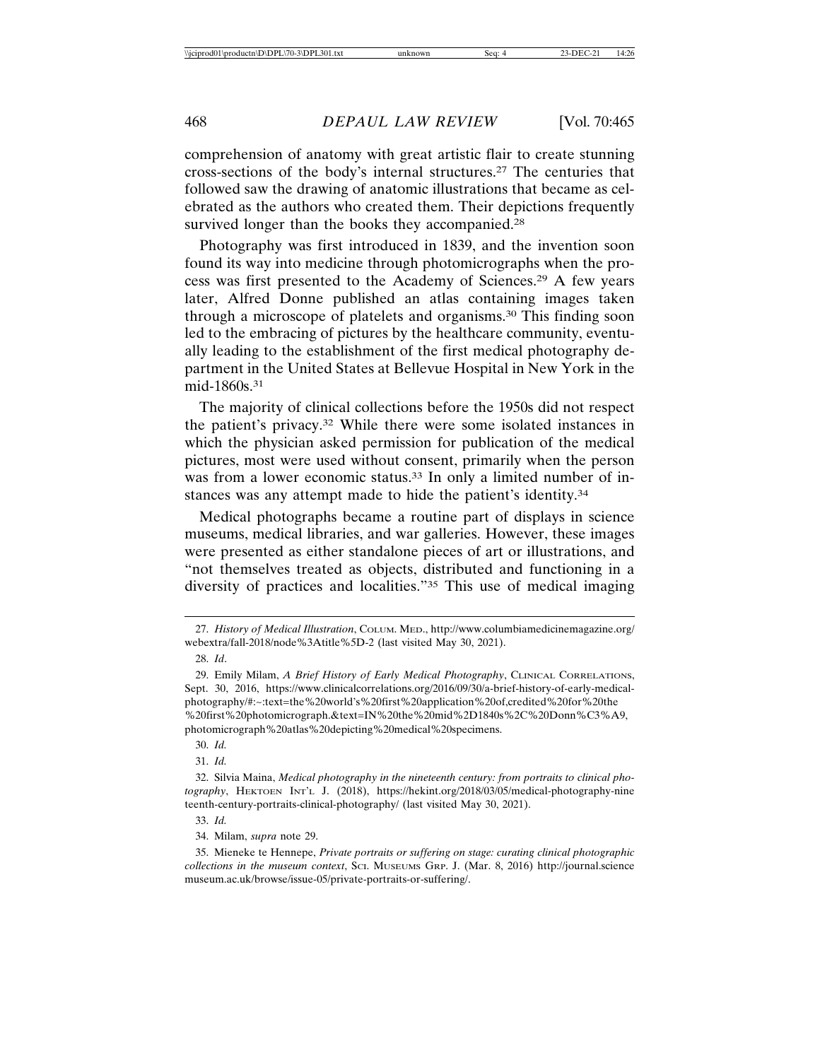comprehension of anatomy with great artistic flair to create stunning cross-sections of the body's internal structures.[27] The centuries that followed saw the drawing of anatomic illustrations that became as celebrated as the authors who created them. Their depictions frequently survived longer than the books they accompanied.[28]

Photography was first introduced in 1839, and the invention soon found its way into medicine through photomicrographs when the process was first presented to the Academy of Sciences.[29] A few years later, Alfred Donne published an atlas containing images taken through a microscope of platelets and organisms.[30] This finding soon led to the embracing of pictures by the healthcare community, eventually leading to the establishment of the first medical photography department in the United States at Bellevue Hospital in New York in the mid-1860s.[31]

The majority of clinical collections before the 1950s did not respect the patient's privacy.[32] While there were some isolated instances in which the physician asked permission for publication of the medical pictures, most were used without consent, primarily when the person was from a lower economic status.[33] In only a limited number of instances was any attempt made to hide the patient's identity.[34]

Medical photographs became a routine part of displays in science museums, medical libraries, and war galleries. However, these images were presented as either standalone pieces of art or illustrations, and "not themselves treated as objects, distributed and functioning in a diversity of practices and localities."[35] This use of medical imaging

---

27. *History of Medical Illustration*, COLUM. MED., http://www.columbiamedicinemagazine.org/webextra/fall-2018/node%3Atitle%5D-2 (last visited May 30, 2021).

28. *Id*.

29. Emily Milam, *A Brief History of Early Medical Photography*, CLINICAL CORRELATIONS, Sept. 30, 2016, https://www.clinicalcorrelations.org/2016/09/30/a-brief-history-of-early-medical-photography/#:~:text=the%20world's%20first%20application%20of,credited%20for%20the%20first%20photomicrograph.&text=IN%20the%20mid%2D1840s%2C%20Donn%C3%A9,photomicrograph%20atlas%20depicting%20medical%20specimens.

30. *Id.*

31. *Id.*

32. Silvia Maina, *Medical photography in the nineteenth century: from portraits to clinical photography*, HEKTOEN INT'L J. (2018), https://hekint.org/2018/03/05/medical-photography-nineteenth-century-portraits-clinical-photography/ (last visited May 30, 2021).

33. *Id.*

34. Milam, *supra* note 29.

35. Mieneke te Hennepe, *Private portraits or suffering on stage: curating clinical photographic collections in the museum context*, SCI. MUSEUMS GRP. J. (Mar. 8, 2016) http://journal.sciencemuseum.ac.uk/browse/issue-05/private-portraits-or-suffering/.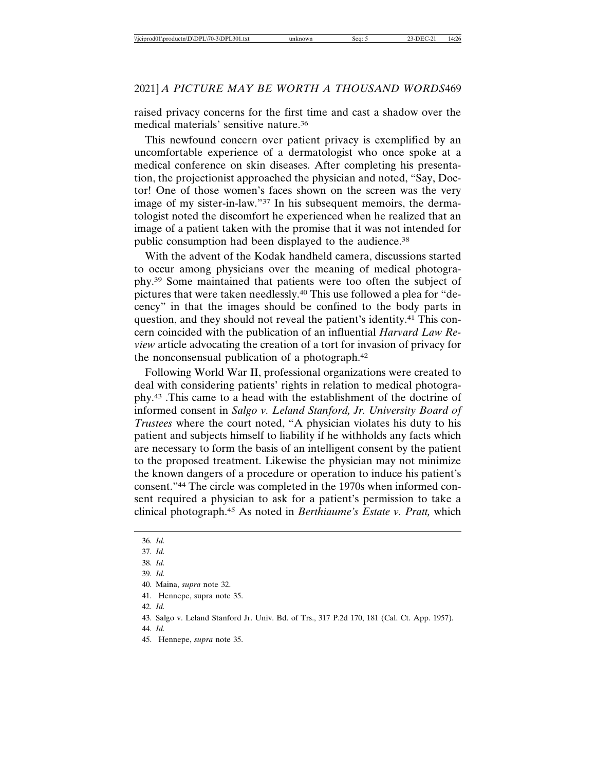raised privacy concerns for the first time and cast a shadow over the medical materials' sensitive nature.[36]

This newfound concern over patient privacy is exemplified by an uncomfortable experience of a dermatologist who once spoke at a medical conference on skin diseases. After completing his presentation, the projectionist approached the physician and noted, "Say, Doctor! One of those women's faces shown on the screen was the very image of my sister-in-law."[37] In his subsequent memoirs, the dermatologist noted the discomfort he experienced when he realized that an image of a patient taken with the promise that it was not intended for public consumption had been displayed to the audience.[38]

With the advent of the Kodak handheld camera, discussions started to occur among physicians over the meaning of medical photography.[39] Some maintained that patients were too often the subject of pictures that were taken needlessly.[40] This use followed a plea for "decency" in that the images should be confined to the body parts in question, and they should not reveal the patient's identity.[41] This concern coincided with the publication of an influential *Harvard Law Review* article advocating the creation of a tort for invasion of privacy for the nonconsensual publication of a photograph.[42]

Following World War II, professional organizations were created to deal with considering patients' rights in relation to medical photography.[43] .This came to a head with the establishment of the doctrine of informed consent in *Salgo v. Leland Stanford, Jr. University Board of Trustees* where the court noted, "A physician violates his duty to his patient and subjects himself to liability if he withholds any facts which are necessary to form the basis of an intelligent consent by the patient to the proposed treatment. Likewise the physician may not minimize the known dangers of a procedure or operation to induce his patient's consent."[44] The circle was completed in the 1970s when informed consent required a physician to ask for a patient's permission to take a clinical photograph.[45] As noted in *Berthiaume's Estate v. Pratt,* which

---

36. *Id.*
37. *Id.*
38. *Id.*
39. *Id.*
40. Maina, *supra* note 32.
41. Hennepe, supra note 35.
42. *Id.*
43. Salgo v. Leland Stanford Jr. Univ. Bd. of Trs., 317 P.2d 170, 181 (Cal. Ct. App. 1957).
44. *Id.*
45. Hennepe, *supra* note 35.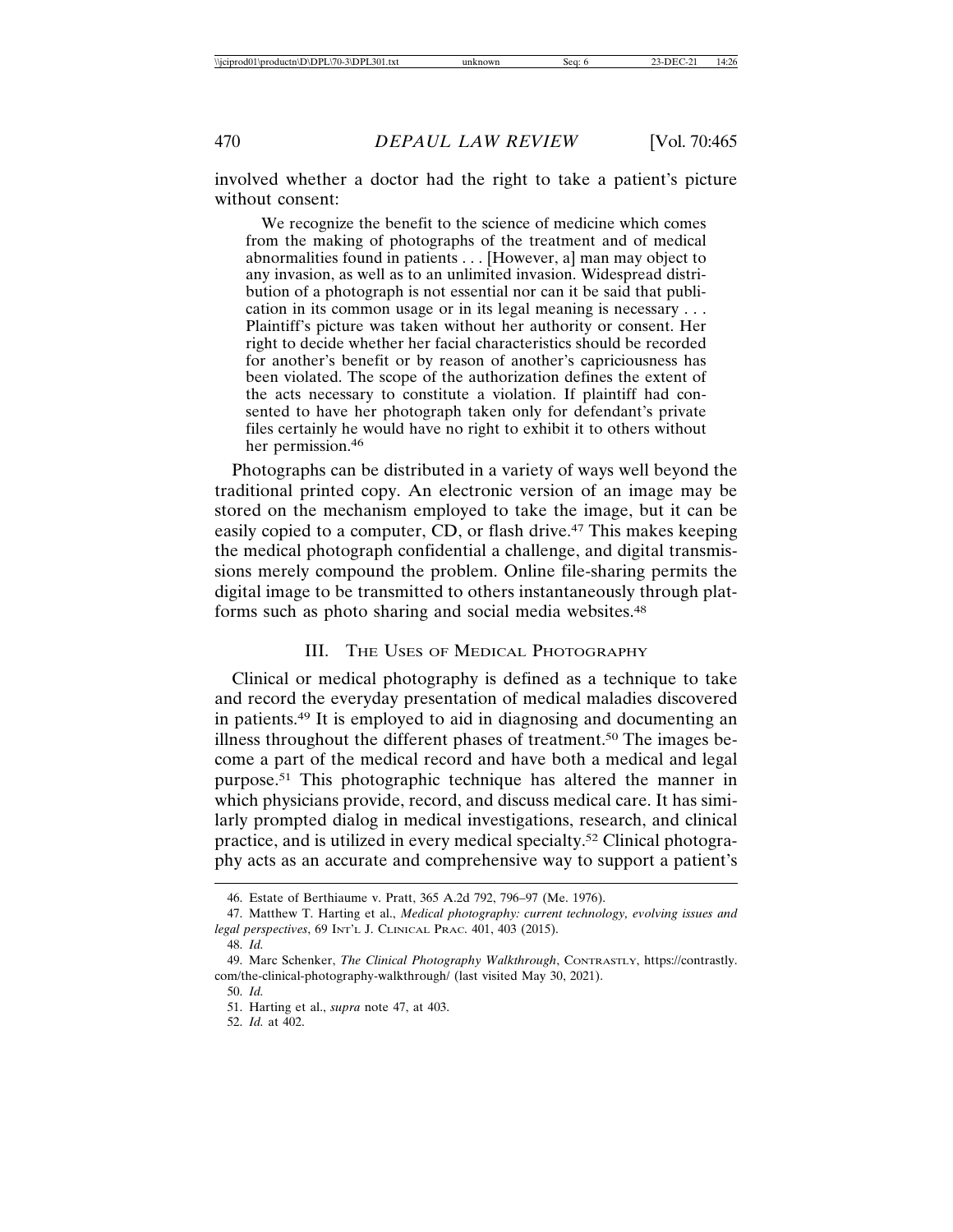involved whether a doctor had the right to take a patient's picture without consent:

> We recognize the benefit to the science of medicine which comes from the making of photographs of the treatment and of medical abnormalities found in patients . . . [However, a] man may object to any invasion, as well as to an unlimited invasion. Widespread distribution of a photograph is not essential nor can it be said that publication in its common usage or in its legal meaning is necessary . . . Plaintiff's picture was taken without her authority or consent. Her right to decide whether her facial characteristics should be recorded for another's benefit or by reason of another's capriciousness has been violated. The scope of the authorization defines the extent of the acts necessary to constitute a violation. If plaintiff had consented to have her photograph taken only for defendant's private files certainly he would have no right to exhibit it to others without her permission.[46]

Photographs can be distributed in a variety of ways well beyond the traditional printed copy. An electronic version of an image may be stored on the mechanism employed to take the image, but it can be easily copied to a computer, CD, or flash drive.[47] This makes keeping the medical photograph confidential a challenge, and digital transmissions merely compound the problem. Online file-sharing permits the digital image to be transmitted to others instantaneously through platforms such as photo sharing and social media websites.[48]

## III. The Uses of Medical Photography

Clinical or medical photography is defined as a technique to take and record the everyday presentation of medical maladies discovered in patients.[49] It is employed to aid in diagnosing and documenting an illness throughout the different phases of treatment.[50] The images become a part of the medical record and have both a medical and legal purpose.[51] This photographic technique has altered the manner in which physicians provide, record, and discuss medical care. It has similarly prompted dialog in medical investigations, research, and clinical practice, and is utilized in every medical specialty.[52] Clinical photography acts as an accurate and comprehensive way to support a patient's

---

46. Estate of Berthiaume v. Pratt, 365 A.2d 792, 796–97 (Me. 1976).

47. Matthew T. Harting et al., *Medical photography: current technology, evolving issues and legal perspectives*, 69 Int'l J. Clinical Prac. 401, 403 (2015).

48. *Id.*

49. Marc Schenker, *The Clinical Photography Walkthrough*, Contrastly, https://contrastly.com/the-clinical-photography-walkthrough/ (last visited May 30, 2021).

50. *Id.*

51. Harting et al., *supra* note 47, at 403.

52. *Id.* at 402.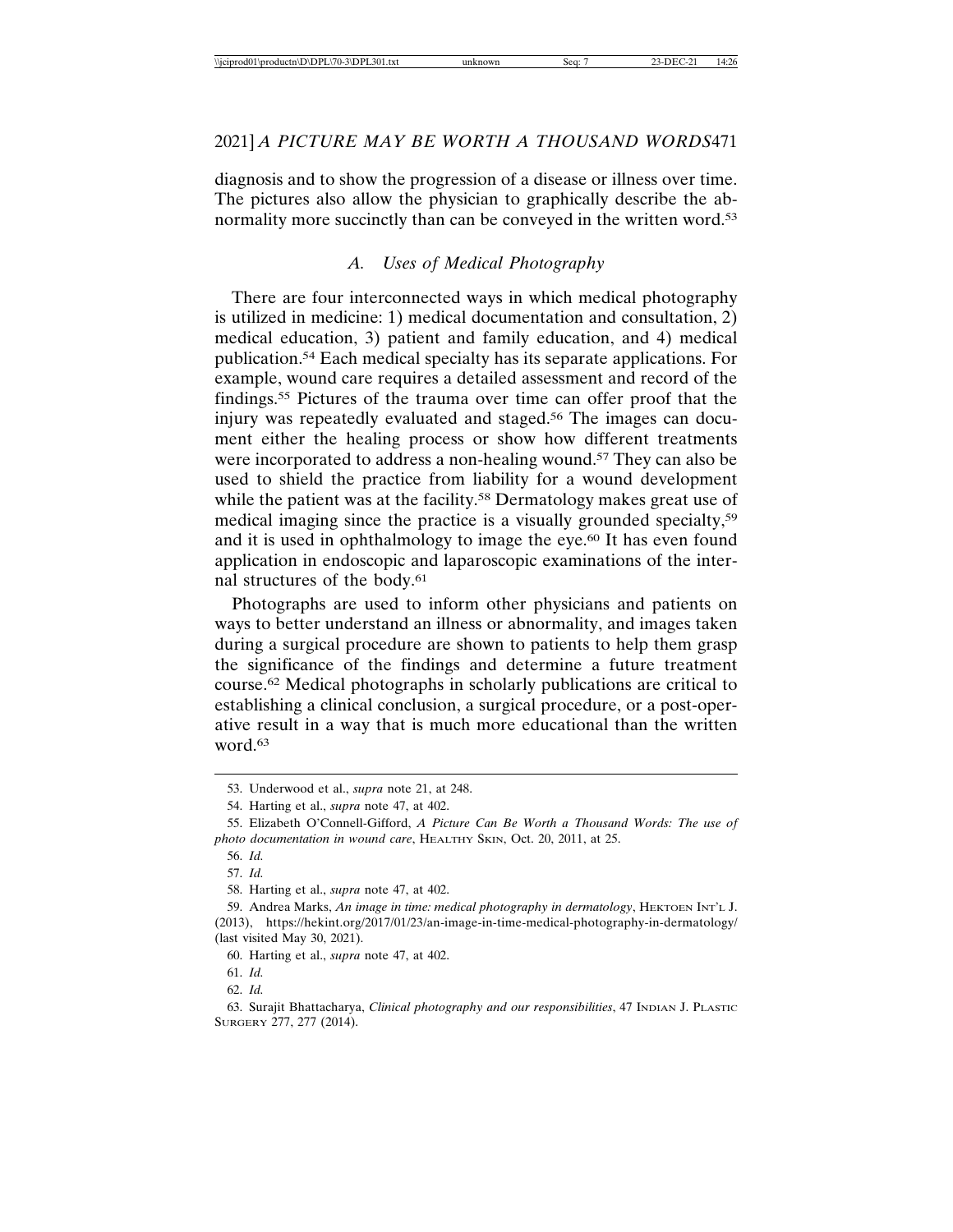diagnosis and to show the progression of a disease or illness over time. The pictures also allow the physician to graphically describe the abnormality more succinctly than can be conveyed in the written word.[53]

### A. *Uses of Medical Photography*

There are four interconnected ways in which medical photography is utilized in medicine: 1) medical documentation and consultation, 2) medical education, 3) patient and family education, and 4) medical publication.[54] Each medical specialty has its separate applications. For example, wound care requires a detailed assessment and record of the findings.[55] Pictures of the trauma over time can offer proof that the injury was repeatedly evaluated and staged.[56] The images can document either the healing process or show how different treatments were incorporated to address a non-healing wound.[57] They can also be used to shield the practice from liability for a wound development while the patient was at the facility.[58] Dermatology makes great use of medical imaging since the practice is a visually grounded specialty,[59] and it is used in ophthalmology to image the eye.[60] It has even found application in endoscopic and laparoscopic examinations of the internal structures of the body.[61]

Photographs are used to inform other physicians and patients on ways to better understand an illness or abnormality, and images taken during a surgical procedure are shown to patients to help them grasp the significance of the findings and determine a future treatment course.[62] Medical photographs in scholarly publications are critical to establishing a clinical conclusion, a surgical procedure, or a post-operative result in a way that is much more educational than the written word.[63]

---

53. Underwood et al., *supra* note 21, at 248.

54. Harting et al., *supra* note 47, at 402.

55. Elizabeth O'Connell-Gifford, *A Picture Can Be Worth a Thousand Words: The use of photo documentation in wound care*, HEALTHY SKIN, Oct. 20, 2011, at 25.

56. *Id.*

57. *Id.*

58. Harting et al., *supra* note 47, at 402.

59. Andrea Marks, *An image in time: medical photography in dermatology*, HEKTOEN INT'L J. (2013), https://hekint.org/2017/01/23/an-image-in-time-medical-photography-in-dermatology/ (last visited May 30, 2021).

60. Harting et al., *supra* note 47, at 402.

61. *Id.*

62. *Id.*

63. Surajit Bhattacharya, *Clinical photography and our responsibilities*, 47 INDIAN J. PLASTIC SURGERY 277, 277 (2014).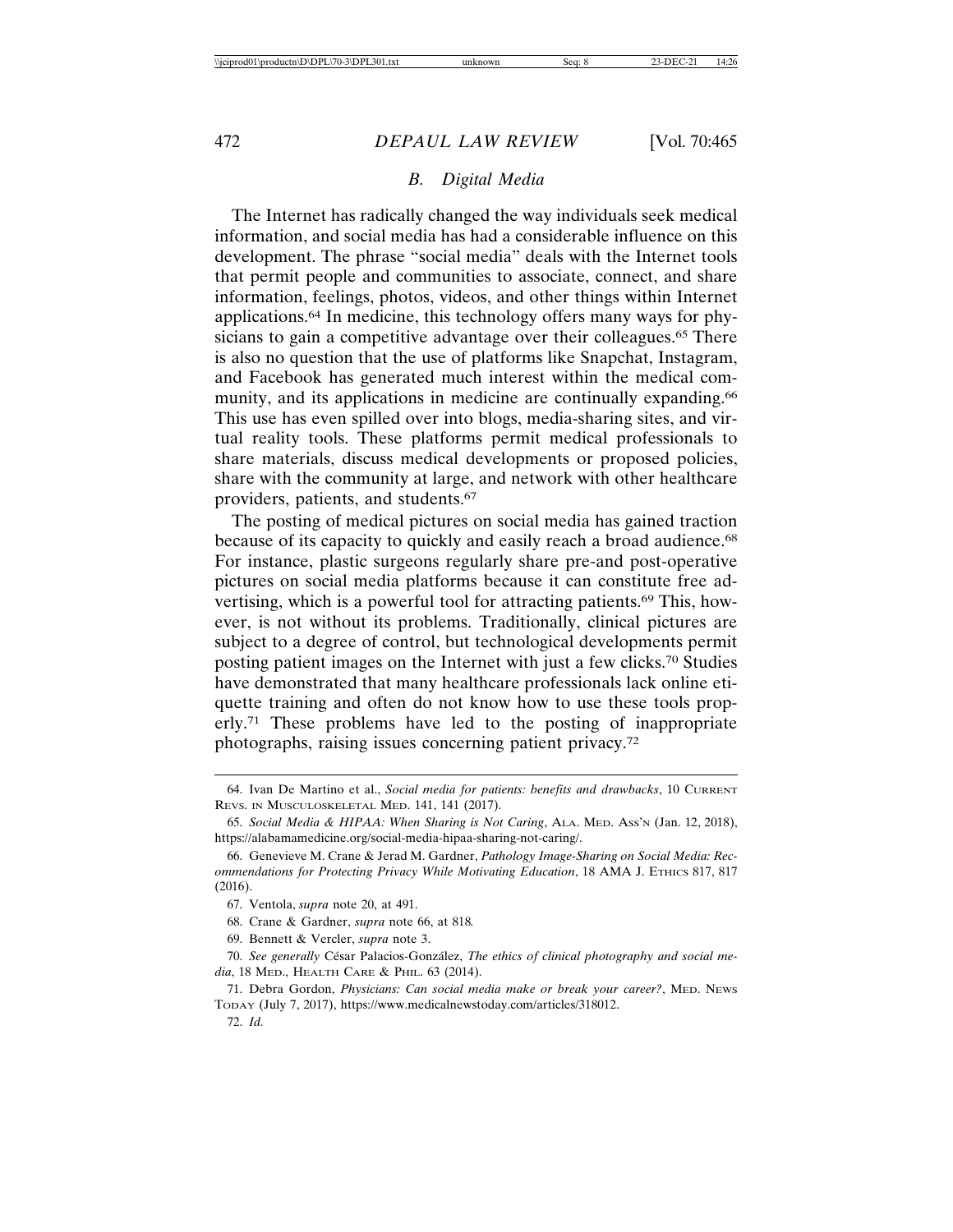### *B. Digital Media*

The Internet has radically changed the way individuals seek medical information, and social media has had a considerable influence on this development. The phrase "social media" deals with the Internet tools that permit people and communities to associate, connect, and share information, feelings, photos, videos, and other things within Internet applications.[64] In medicine, this technology offers many ways for physicians to gain a competitive advantage over their colleagues.[65] There is also no question that the use of platforms like Snapchat, Instagram, and Facebook has generated much interest within the medical community, and its applications in medicine are continually expanding.[66] This use has even spilled over into blogs, media-sharing sites, and virtual reality tools. These platforms permit medical professionals to share materials, discuss medical developments or proposed policies, share with the community at large, and network with other healthcare providers, patients, and students.[67]

The posting of medical pictures on social media has gained traction because of its capacity to quickly and easily reach a broad audience.[68] For instance, plastic surgeons regularly share pre-and post-operative pictures on social media platforms because it can constitute free advertising, which is a powerful tool for attracting patients.[69] This, however, is not without its problems. Traditionally, clinical pictures are subject to a degree of control, but technological developments permit posting patient images on the Internet with just a few clicks.[70] Studies have demonstrated that many healthcare professionals lack online etiquette training and often do not know how to use these tools properly.[71] These problems have led to the posting of inappropriate photographs, raising issues concerning patient privacy.[72]

---

64. Ivan De Martino et al., *Social media for patients: benefits and drawbacks*, 10 CURRENT REVS. IN MUSCULOSKELETAL MED. 141, 141 (2017).

65. *Social Media & HIPAA: When Sharing is Not Caring*, ALA. MED. ASS'N (Jan. 12, 2018), https://alabamamedicine.org/social-media-hipaa-sharing-not-caring/.

66. Genevieve M. Crane & Jerad M. Gardner, *Pathology Image-Sharing on Social Media: Recommendations for Protecting Privacy While Motivating Education*, 18 AMA J. ETHICS 817, 817 (2016).

67. Ventola, *supra* note 20, at 491.

68. Crane & Gardner, *supra* note 66, at 818.

69. Bennett & Vercler, *supra* note 3.

70. *See generally* César Palacios-González, *The ethics of clinical photography and social media*, 18 MED., HEALTH CARE & PHIL. 63 (2014).

71. Debra Gordon, *Physicians: Can social media make or break your career?*, MED. NEWS TODAY (July 7, 2017), https://www.medicalnewstoday.com/articles/318012.

72. *Id.*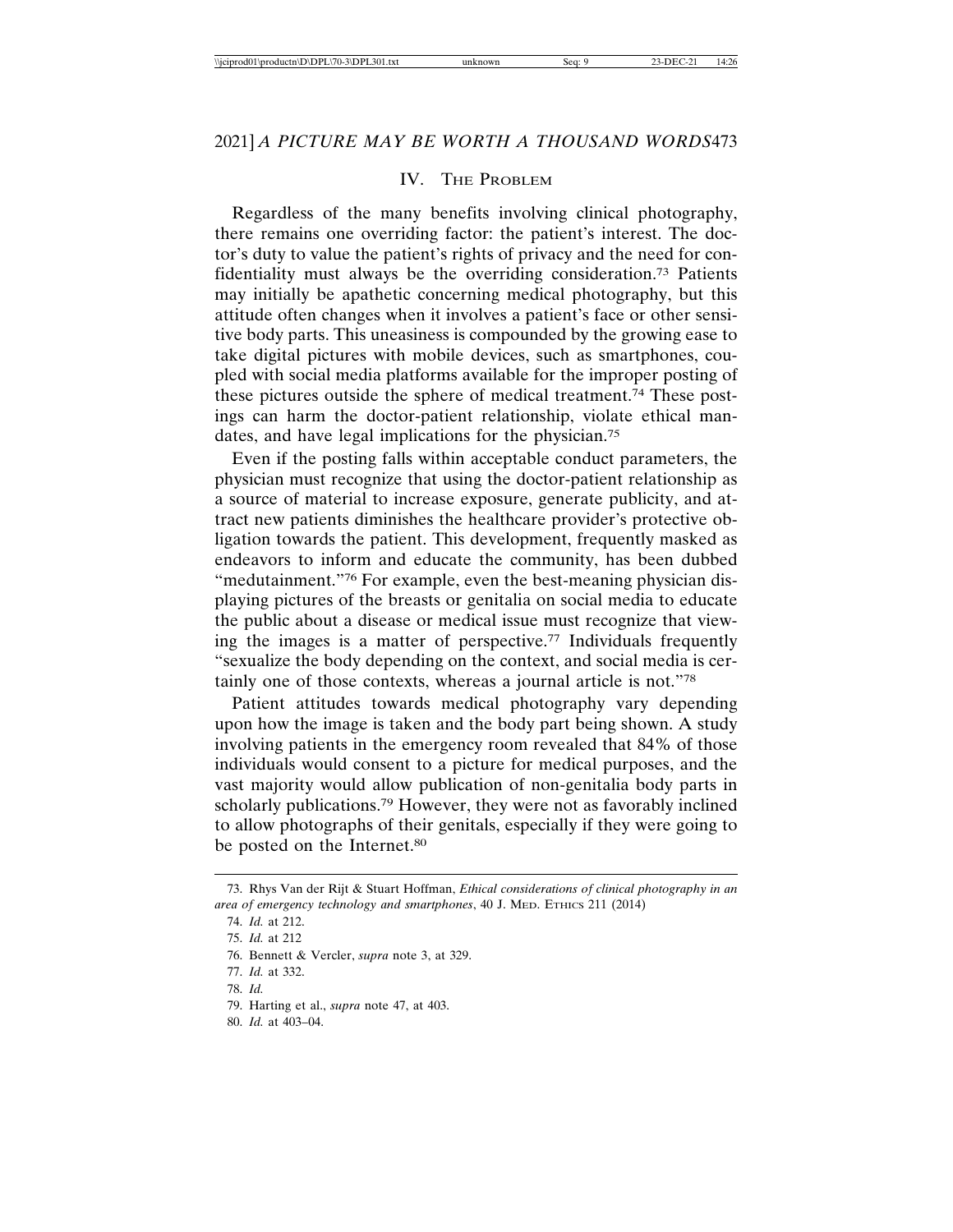## IV. The Problem

Regardless of the many benefits involving clinical photography, there remains one overriding factor: the patient's interest. The doctor's duty to value the patient's rights of privacy and the need for confidentiality must always be the overriding consideration.[73] Patients may initially be apathetic concerning medical photography, but this attitude often changes when it involves a patient's face or other sensitive body parts. This uneasiness is compounded by the growing ease to take digital pictures with mobile devices, such as smartphones, coupled with social media platforms available for the improper posting of these pictures outside the sphere of medical treatment.[74] These postings can harm the doctor-patient relationship, violate ethical mandates, and have legal implications for the physician.[75]

Even if the posting falls within acceptable conduct parameters, the physician must recognize that using the doctor-patient relationship as a source of material to increase exposure, generate publicity, and attract new patients diminishes the healthcare provider's protective obligation towards the patient. This development, frequently masked as endeavors to inform and educate the community, has been dubbed "medutainment."[76] For example, even the best-meaning physician displaying pictures of the breasts or genitalia on social media to educate the public about a disease or medical issue must recognize that viewing the images is a matter of perspective.[77] Individuals frequently "sexualize the body depending on the context, and social media is certainly one of those contexts, whereas a journal article is not."[78]

Patient attitudes towards medical photography vary depending upon how the image is taken and the body part being shown. A study involving patients in the emergency room revealed that 84% of those individuals would consent to a picture for medical purposes, and the vast majority would allow publication of non-genitalia body parts in scholarly publications.[79] However, they were not as favorably inclined to allow photographs of their genitals, especially if they were going to be posted on the Internet.[80]

---

73. Rhys Van der Rijt & Stuart Hoffman, *Ethical considerations of clinical photography in an area of emergency technology and smartphones*, 40 J. Med. Ethics 211 (2014)
74. *Id.* at 212.
75. *Id.* at 212
76. Bennett & Vercler, *supra* note 3, at 329.
77. *Id.* at 332.
78. *Id.*
79. Harting et al., *supra* note 47, at 403.
80. *Id.* at 403–04.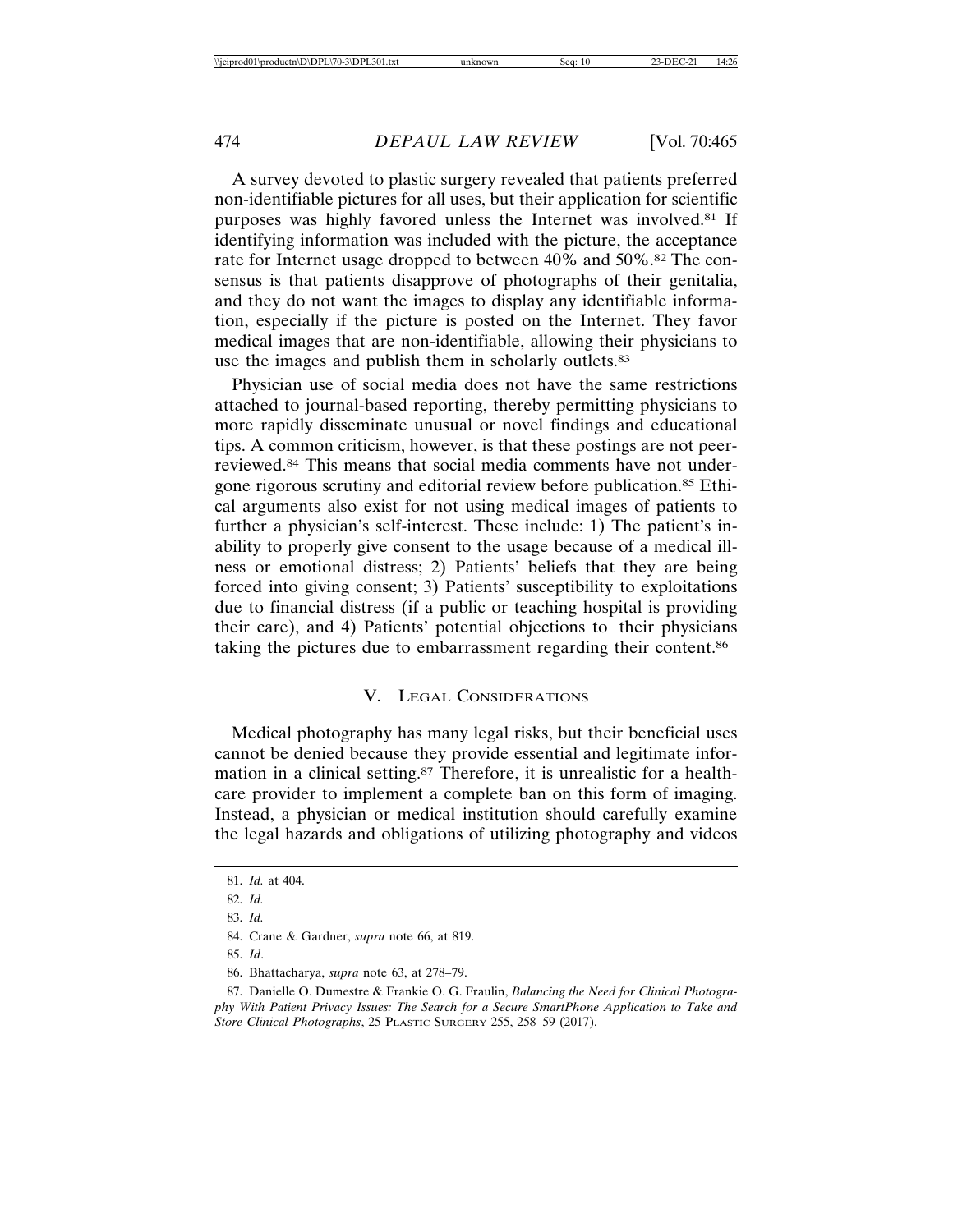A survey devoted to plastic surgery revealed that patients preferred non-identifiable pictures for all uses, but their application for scientific purposes was highly favored unless the Internet was involved.[81] If identifying information was included with the picture, the acceptance rate for Internet usage dropped to between 40% and 50%.[82] The consensus is that patients disapprove of photographs of their genitalia, and they do not want the images to display any identifiable information, especially if the picture is posted on the Internet. They favor medical images that are non-identifiable, allowing their physicians to use the images and publish them in scholarly outlets.[83]

Physician use of social media does not have the same restrictions attached to journal-based reporting, thereby permitting physicians to more rapidly disseminate unusual or novel findings and educational tips. A common criticism, however, is that these postings are not peer-reviewed.[84] This means that social media comments have not undergone rigorous scrutiny and editorial review before publication.[85] Ethical arguments also exist for not using medical images of patients to further a physician's self-interest. These include: 1) The patient's inability to properly give consent to the usage because of a medical illness or emotional distress; 2) Patients' beliefs that they are being forced into giving consent; 3) Patients' susceptibility to exploitations due to financial distress (if a public or teaching hospital is providing their care), and 4) Patients' potential objections to their physicians taking the pictures due to embarrassment regarding their content.[86]

## V. Legal Considerations

Medical photography has many legal risks, but their beneficial uses cannot be denied because they provide essential and legitimate information in a clinical setting.[87] Therefore, it is unrealistic for a healthcare provider to implement a complete ban on this form of imaging. Instead, a physician or medical institution should carefully examine the legal hazards and obligations of utilizing photography and videos

---

81. *Id.* at 404.

82. *Id.*

83. *Id.*

84. Crane & Gardner, *supra* note 66, at 819.

85. *Id*.

86. Bhattacharya, *supra* note 63, at 278–79.

87. Danielle O. Dumestre & Frankie O. G. Fraulin, *Balancing the Need for Clinical Photography With Patient Privacy Issues: The Search for a Secure SmartPhone Application to Take and Store Clinical Photographs*, 25 Plastic Surgery 255, 258–59 (2017).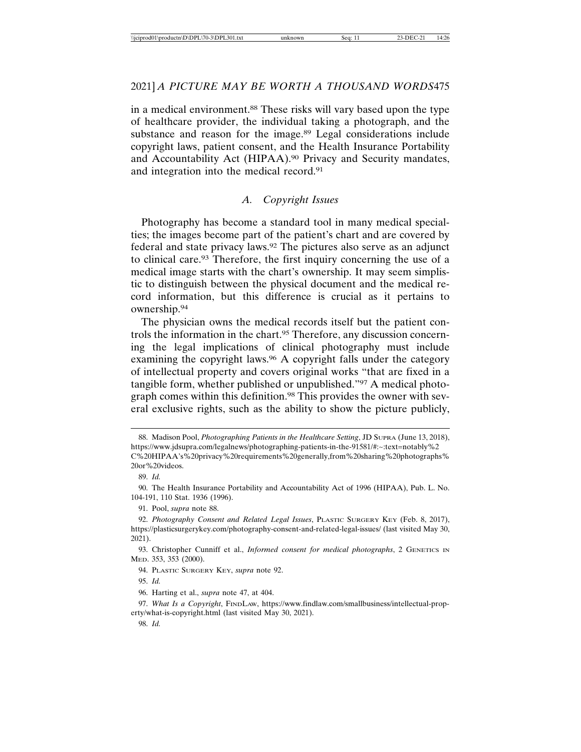in a medical environment.[88] These risks will vary based upon the type of healthcare provider, the individual taking a photograph, and the substance and reason for the image.[89] Legal considerations include copyright laws, patient consent, and the Health Insurance Portability and Accountability Act (HIPAA).[90] Privacy and Security mandates, and integration into the medical record.[91]

### *A. Copyright Issues*

Photography has become a standard tool in many medical specialties; the images become part of the patient's chart and are covered by federal and state privacy laws.[92] The pictures also serve as an adjunct to clinical care.[93] Therefore, the first inquiry concerning the use of a medical image starts with the chart's ownership. It may seem simplistic to distinguish between the physical document and the medical record information, but this difference is crucial as it pertains to ownership.[94]

The physician owns the medical records itself but the patient controls the information in the chart.[95] Therefore, any discussion concerning the legal implications of clinical photography must include examining the copyright laws.[96] A copyright falls under the category of intellectual property and covers original works "that are fixed in a tangible form, whether published or unpublished."[97] A medical photograph comes within this definition.[98] This provides the owner with several exclusive rights, such as the ability to show the picture publicly,

---

88. Madison Pool, *Photographing Patients in the Healthcare Setting*, JD SUPRA (June 13, 2018), https://www.jdsupra.com/legalnews/photographing-patients-in-the-91581/#:~:text=notably%2C%20HIPAA's%20privacy%20requirements%20generally,from%20sharing%20photographs%20or%20videos.

89. *Id.*

90. The Health Insurance Portability and Accountability Act of 1996 (HIPAA), Pub. L. No. 104-191, 110 Stat. 1936 (1996).

91. Pool, *supra* note 88.

92. *Photography Consent and Related Legal Issues*, PLASTIC SURGERY KEY (Feb. 8, 2017), https://plasticsurgerykey.com/photography-consent-and-related-legal-issues/ (last visited May 30, 2021).

93. Christopher Cunniff et al., *Informed consent for medical photographs*, 2 GENETICS IN MED. 353, 353 (2000).

94. PLASTIC SURGERY KEY, *supra* note 92.

95. *Id.*

96. Harting et al., *supra* note 47, at 404.

97. *What Is a Copyright*, FINDLAW, https://www.findlaw.com/smallbusiness/intellectual-property/what-is-copyright.html (last visited May 30, 2021).

98. *Id.*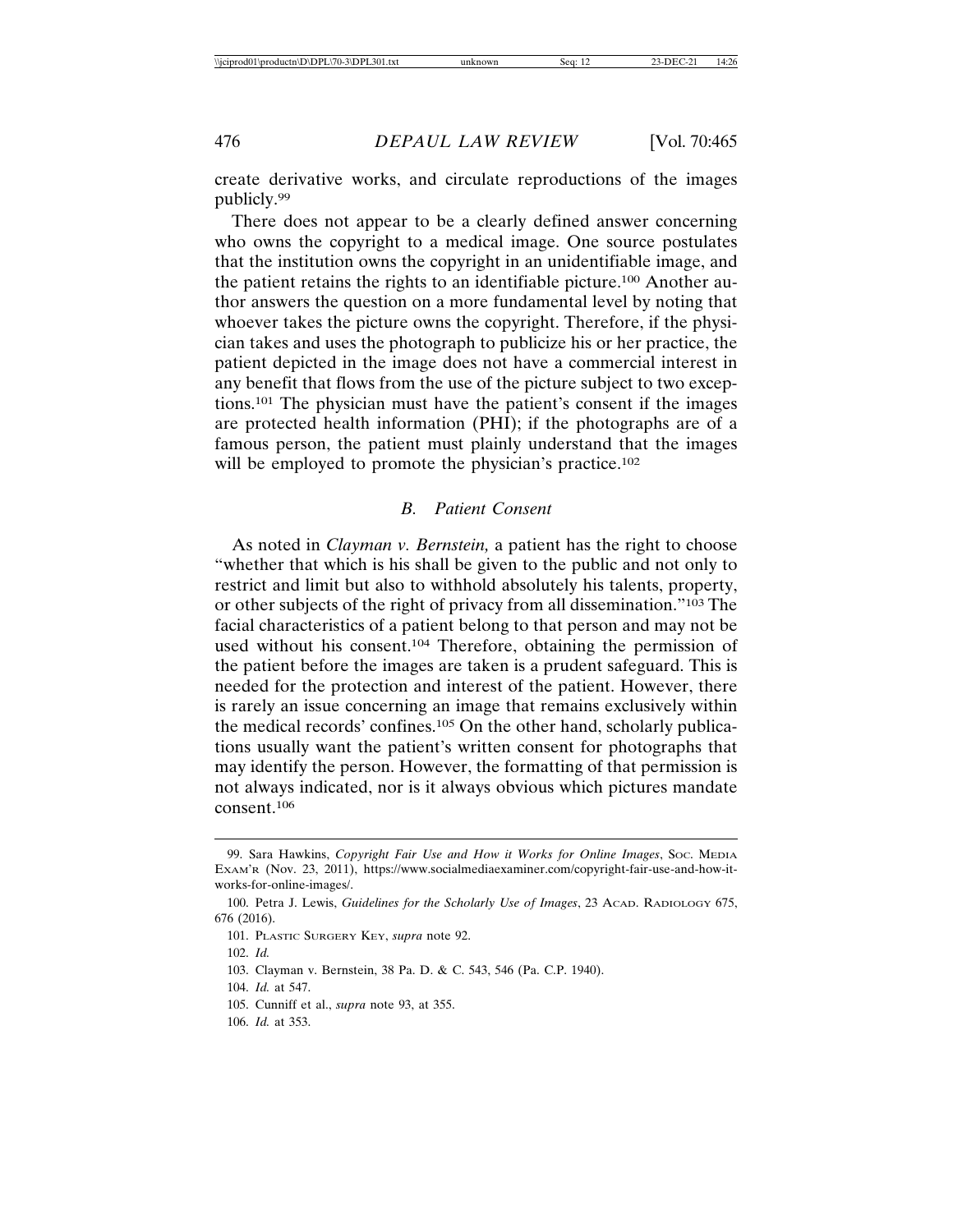create derivative works, and circulate reproductions of the images publicly.[99]

There does not appear to be a clearly defined answer concerning who owns the copyright to a medical image. One source postulates that the institution owns the copyright in an unidentifiable image, and the patient retains the rights to an identifiable picture.[100] Another author answers the question on a more fundamental level by noting that whoever takes the picture owns the copyright. Therefore, if the physician takes and uses the photograph to publicize his or her practice, the patient depicted in the image does not have a commercial interest in any benefit that flows from the use of the picture subject to two exceptions.[101] The physician must have the patient's consent if the images are protected health information (PHI); if the photographs are of a famous person, the patient must plainly understand that the images will be employed to promote the physician's practice.[102]

### *B. Patient Consent*

As noted in *Clayman v. Bernstein,* a patient has the right to choose "whether that which is his shall be given to the public and not only to restrict and limit but also to withhold absolutely his talents, property, or other subjects of the right of privacy from all dissemination."[103] The facial characteristics of a patient belong to that person and may not be used without his consent.[104] Therefore, obtaining the permission of the patient before the images are taken is a prudent safeguard. This is needed for the protection and interest of the patient. However, there is rarely an issue concerning an image that remains exclusively within the medical records' confines.[105] On the other hand, scholarly publications usually want the patient's written consent for photographs that may identify the person. However, the formatting of that permission is not always indicated, nor is it always obvious which pictures mandate consent.[106]

---

99. Sara Hawkins, *Copyright Fair Use and How it Works for Online Images*, Soc. Media Exam'r (Nov. 23, 2011), https://www.socialmediaexaminer.com/copyright-fair-use-and-how-it-works-for-online-images/.

100. Petra J. Lewis, *Guidelines for the Scholarly Use of Images*, 23 Acad. Radiology 675, 676 (2016).

101. Plastic Surgery Key, *supra* note 92.

102. *Id.*

103. Clayman v. Bernstein, 38 Pa. D. & C. 543, 546 (Pa. C.P. 1940).

104. *Id.* at 547.

105. Cunniff et al., *supra* note 93, at 355.

106. *Id.* at 353.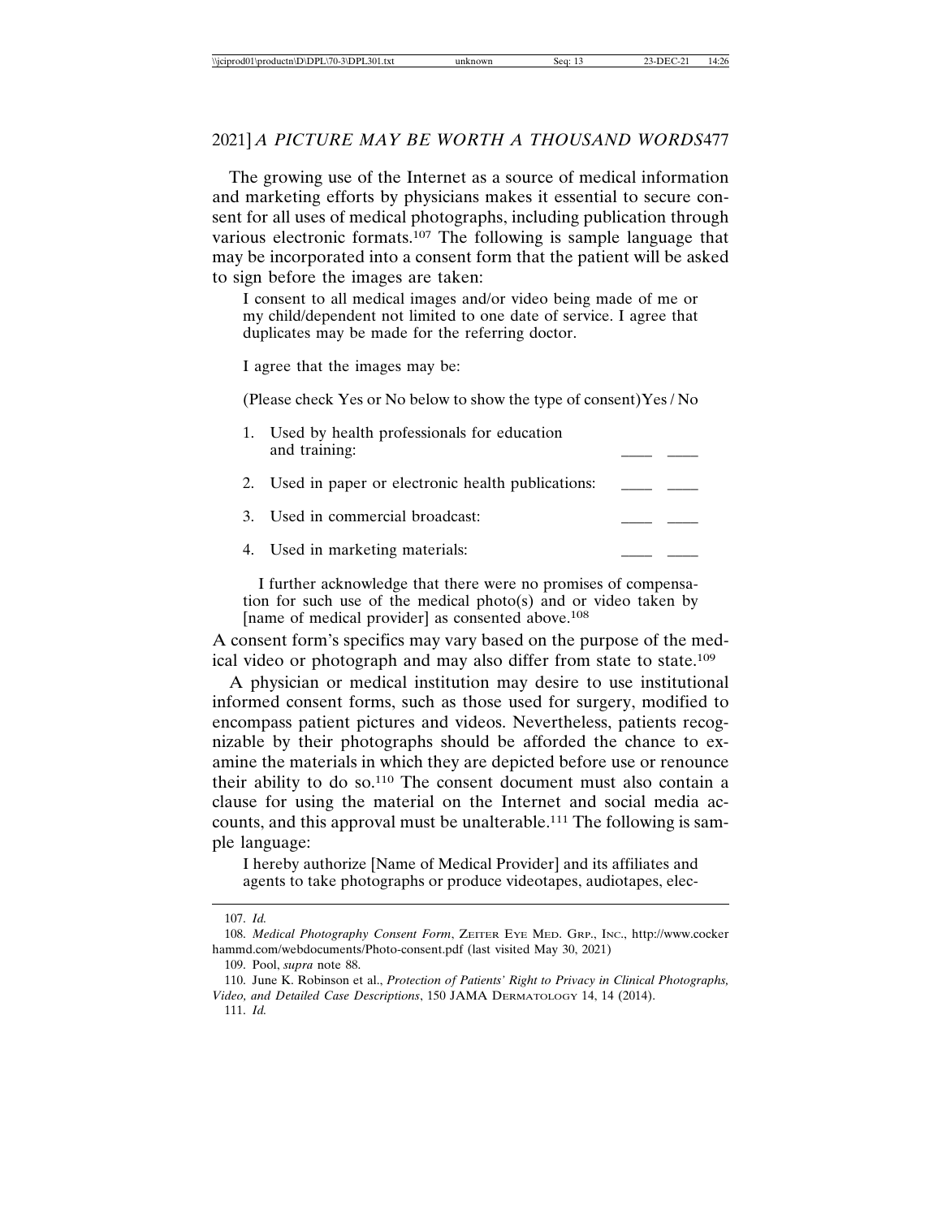The growing use of the Internet as a source of medical information and marketing efforts by physicians makes it essential to secure consent for all uses of medical photographs, including publication through various electronic formats.[107] The following is sample language that may be incorporated into a consent form that the patient will be asked to sign before the images are taken:

> I consent to all medical images and/or video being made of me or my child/dependent not limited to one date of service. I agree that duplicates may be made for the referring doctor.
>
> I agree that the images may be:
>
> (Please check Yes or No below to show the type of consent) Yes / No
>
> 1. Used by health professionals for education and training: \_\_\_\_ \_\_\_\_
> 2. Used in paper or electronic health publications: \_\_\_\_ \_\_\_\_
> 3. Used in commercial broadcast: \_\_\_\_ \_\_\_\_
> 4. Used in marketing materials: \_\_\_\_ \_\_\_\_
>
> I further acknowledge that there were no promises of compensation for such use of the medical photo(s) and or video taken by [name of medical provider] as consented above.[108]

A consent form's specifics may vary based on the purpose of the medical video or photograph and may also differ from state to state.[109]

A physician or medical institution may desire to use institutional informed consent forms, such as those used for surgery, modified to encompass patient pictures and videos. Nevertheless, patients recognizable by their photographs should be afforded the chance to examine the materials in which they are depicted before use or renounce their ability to do so.[110] The consent document must also contain a clause for using the material on the Internet and social media accounts, and this approval must be unalterable.[111] The following is sample language:

> I hereby authorize [Name of Medical Provider] and its affiliates and agents to take photographs or produce videotapes, audiotapes, elec-

---

107. *Id.*

108. *Medical Photography Consent Form*, ZEITER EYE MED. GRP., INC., http://www.cockerhammd.com/webdocuments/Photo-consent.pdf (last visited May 30, 2021)

109. Pool, *supra* note 88.

110. June K. Robinson et al., *Protection of Patients' Right to Privacy in Clinical Photographs, Video, and Detailed Case Descriptions*, 150 JAMA DERMATOLOGY 14, 14 (2014).

111. *Id.*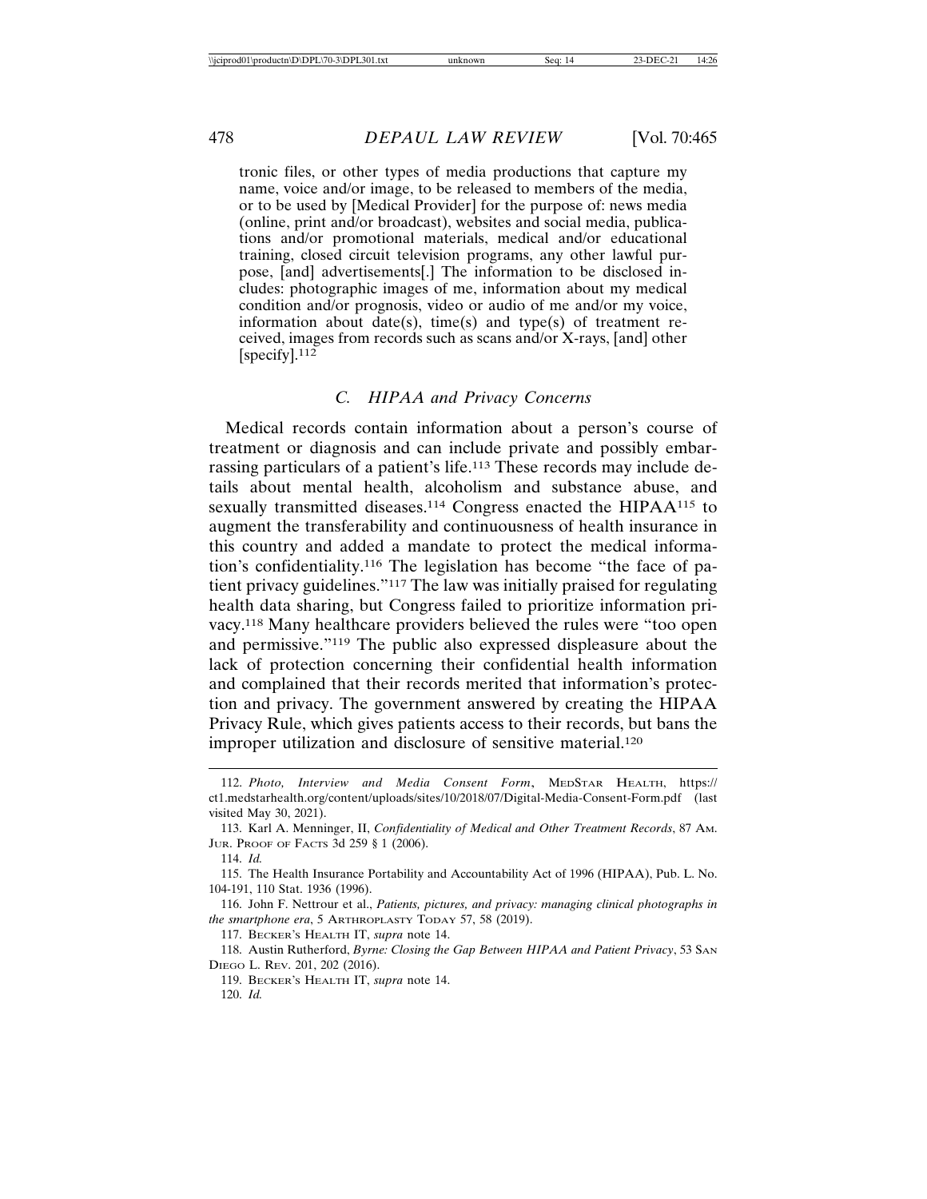tronic files, or other types of media productions that capture my name, voice and/or image, to be released to members of the media, or to be used by [Medical Provider] for the purpose of: news media (online, print and/or broadcast), websites and social media, publications and/or promotional materials, medical and/or educational training, closed circuit television programs, any other lawful purpose, [and] advertisements[.] The information to be disclosed includes: photographic images of me, information about my medical condition and/or prognosis, video or audio of me and/or my voice, information about date(s), time(s) and type(s) of treatment received, images from records such as scans and/or X-rays, [and] other [specify].[112]

### C. HIPAA and Privacy Concerns

Medical records contain information about a person's course of treatment or diagnosis and can include private and possibly embarrassing particulars of a patient's life.[113] These records may include details about mental health, alcoholism and substance abuse, and sexually transmitted diseases.[114] Congress enacted the HIPAA[115] to augment the transferability and continuousness of health insurance in this country and added a mandate to protect the medical information's confidentiality.[116] The legislation has become "the face of patient privacy guidelines."[117] The law was initially praised for regulating health data sharing, but Congress failed to prioritize information privacy.[118] Many healthcare providers believed the rules were "too open and permissive."[119] The public also expressed displeasure about the lack of protection concerning their confidential health information and complained that their records merited that information's protection and privacy. The government answered by creating the HIPAA Privacy Rule, which gives patients access to their records, but bans the improper utilization and disclosure of sensitive material.[120]

---

112. *Photo, Interview and Media Consent Form*, MedStar Health, https://ct1.medstarhealth.org/content/uploads/sites/10/2018/07/Digital-Media-Consent-Form.pdf (last visited May 30, 2021).

113. Karl A. Menninger, II, *Confidentiality of Medical and Other Treatment Records*, 87 Am. Jur. Proof of Facts 3d 259 § 1 (2006).

114. *Id.*

115. The Health Insurance Portability and Accountability Act of 1996 (HIPAA), Pub. L. No. 104-191, 110 Stat. 1936 (1996).

116. John F. Nettrour et al., *Patients, pictures, and privacy: managing clinical photographs in the smartphone era*, 5 Arthroplasty Today 57, 58 (2019).

117. Becker's Health IT, *supra* note 14.

118. Austin Rutherford, *Byrne: Closing the Gap Between HIPAA and Patient Privacy*, 53 San Diego L. Rev. 201, 202 (2016).

119. Becker's Health IT, *supra* note 14.

120. *Id.*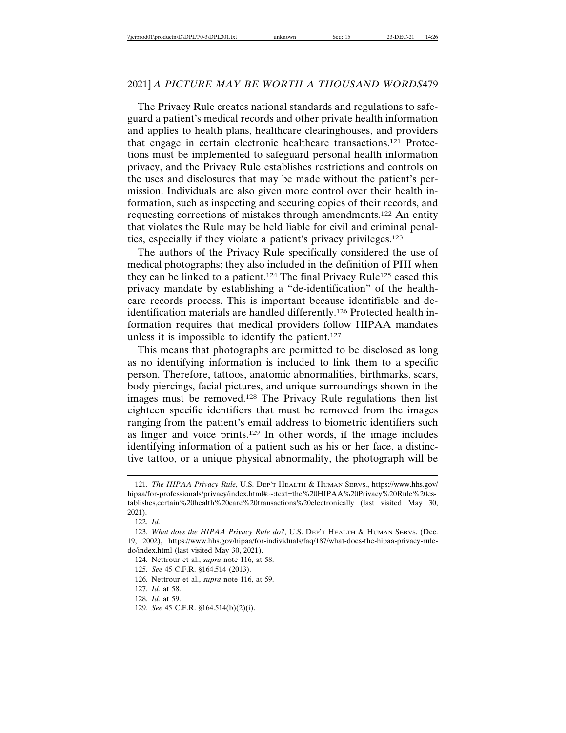The Privacy Rule creates national standards and regulations to safeguard a patient's medical records and other private health information and applies to health plans, healthcare clearinghouses, and providers that engage in certain electronic healthcare transactions.[121] Protections must be implemented to safeguard personal health information privacy, and the Privacy Rule establishes restrictions and controls on the uses and disclosures that may be made without the patient's permission. Individuals are also given more control over their health information, such as inspecting and securing copies of their records, and requesting corrections of mistakes through amendments.[122] An entity that violates the Rule may be held liable for civil and criminal penalties, especially if they violate a patient's privacy privileges.[123]

The authors of the Privacy Rule specifically considered the use of medical photographs; they also included in the definition of PHI when they can be linked to a patient.[124] The final Privacy Rule[125] eased this privacy mandate by establishing a "de-identification" of the healthcare records process. This is important because identifiable and de-identification materials are handled differently.[126] Protected health information requires that medical providers follow HIPAA mandates unless it is impossible to identify the patient.[127]

This means that photographs are permitted to be disclosed as long as no identifying information is included to link them to a specific person. Therefore, tattoos, anatomic abnormalities, birthmarks, scars, body piercings, facial pictures, and unique surroundings shown in the images must be removed.[128] The Privacy Rule regulations then list eighteen specific identifiers that must be removed from the images ranging from the patient's email address to biometric identifiers such as finger and voice prints.[129] In other words, if the image includes identifying information of a patient such as his or her face, a distinctive tattoo, or a unique physical abnormality, the photograph will be

---

121. *The HIPAA Privacy Rule*, U.S. DEP'T HEALTH & HUMAN SERVS., https://www.hhs.gov/hipaa/for-professionals/privacy/index.html#:~:text=the%20HIPAA%20Privacy%20Rule%20establishes,certain%20health%20care%20transactions%20electronically (last visited May 30, 2021).

122. *Id.*

123. *What does the HIPAA Privacy Rule do?*, U.S. DEP'T HEALTH & HUMAN SERVS. (Dec. 19, 2002), https://www.hhs.gov/hipaa/for-individuals/faq/187/what-does-the-hipaa-privacy-rule-do/index.html (last visited May 30, 2021).

124. Nettrour et al., *supra* note 116, at 58.

125. *See* 45 C.F.R. §164.514 (2013).

126. Nettrour et al., *supra* note 116, at 59.

127. *Id.* at 58.

128. *Id.* at 59.

129. *See* 45 C.F.R. §164.514(b)(2)(i).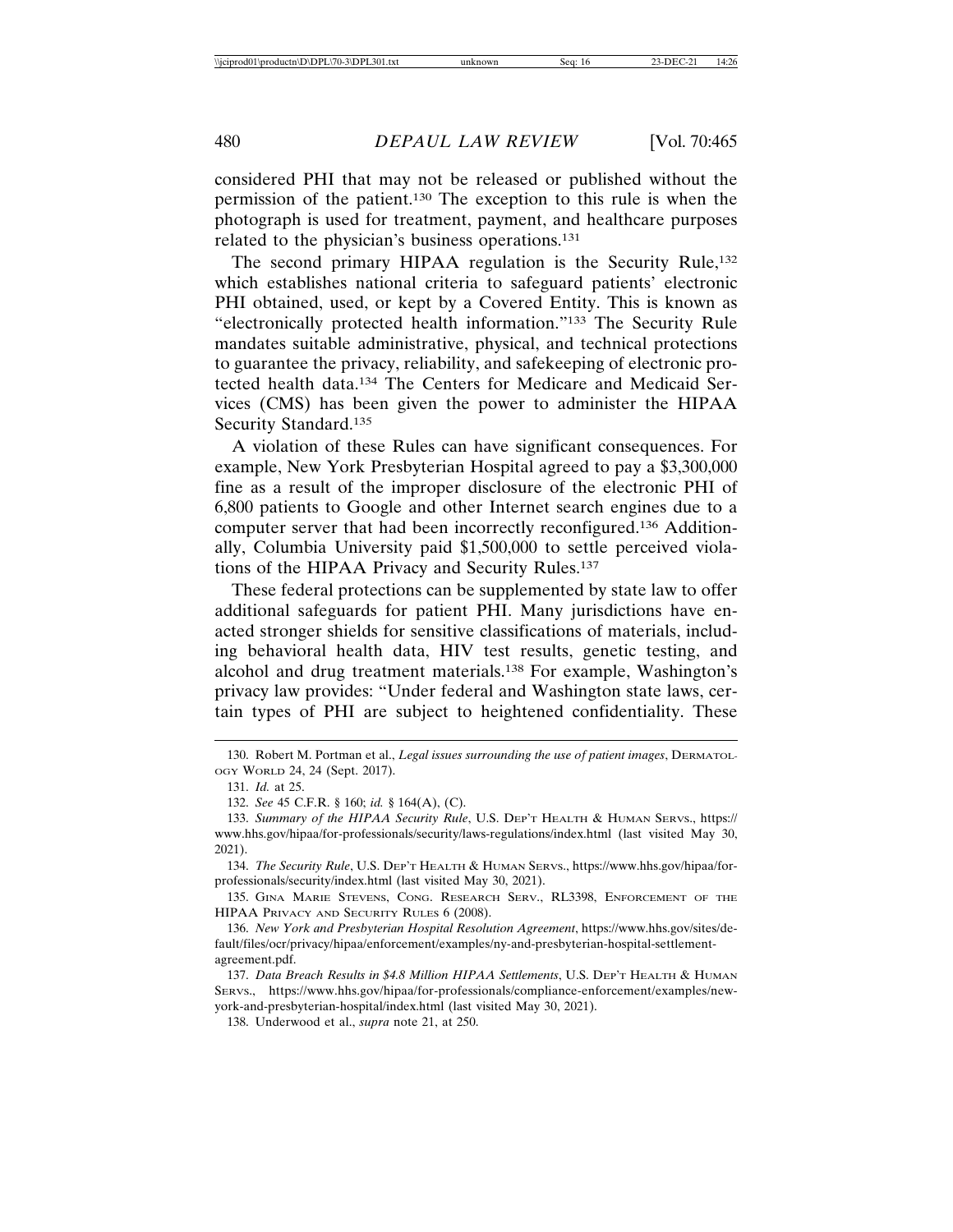considered PHI that may not be released or published without the permission of the patient.[130] The exception to this rule is when the photograph is used for treatment, payment, and healthcare purposes related to the physician's business operations.[131]

The second primary HIPAA regulation is the Security Rule,[132] which establishes national criteria to safeguard patients' electronic PHI obtained, used, or kept by a Covered Entity. This is known as "electronically protected health information."[133] The Security Rule mandates suitable administrative, physical, and technical protections to guarantee the privacy, reliability, and safekeeping of electronic protected health data.[134] The Centers for Medicare and Medicaid Services (CMS) has been given the power to administer the HIPAA Security Standard.[135]

A violation of these Rules can have significant consequences. For example, New York Presbyterian Hospital agreed to pay a $3,300,000 fine as a result of the improper disclosure of the electronic PHI of 6,800 patients to Google and other Internet search engines due to a computer server that had been incorrectly reconfigured.[136] Additionally, Columbia University paid $1,500,000 to settle perceived violations of the HIPAA Privacy and Security Rules.[137]

These federal protections can be supplemented by state law to offer additional safeguards for patient PHI. Many jurisdictions have enacted stronger shields for sensitive classifications of materials, including behavioral health data, HIV test results, genetic testing, and alcohol and drug treatment materials.[138] For example, Washington's privacy law provides: "Under federal and Washington state laws, certain types of PHI are subject to heightened confidentiality. These

---

130. Robert M. Portman et al., *Legal issues surrounding the use of patient images*, DERMATOLOGY WORLD 24, 24 (Sept. 2017).

131. *Id.* at 25.

132. *See* 45 C.F.R. § 160; *id.* § 164(A), (C).

133. *Summary of the HIPAA Security Rule*, U.S. DEP'T HEALTH & HUMAN SERVS., https://www.hhs.gov/hipaa/for-professionals/security/laws-regulations/index.html (last visited May 30, 2021).

134. *The Security Rule*, U.S. DEP'T HEALTH & HUMAN SERVS., https://www.hhs.gov/hipaa/for-professionals/security/index.html (last visited May 30, 2021).

135. GINA MARIE STEVENS, CONG. RESEARCH SERV., RL3398, ENFORCEMENT OF THE HIPAA PRIVACY AND SECURITY RULES 6 (2008).

136. *New York and Presbyterian Hospital Resolution Agreement*, https://www.hhs.gov/sites/default/files/ocr/privacy/hipaa/enforcement/examples/ny-and-presbyterian-hospital-settlement-agreement.pdf.

137. *Data Breach Results in $4.8 Million HIPAA Settlements*, U.S. DEP'T HEALTH & HUMAN SERVS., https://www.hhs.gov/hipaa/for-professionals/compliance-enforcement/examples/new-york-and-presbyterian-hospital/index.html (last visited May 30, 2021).

138. Underwood et al., *supra* note 21, at 250.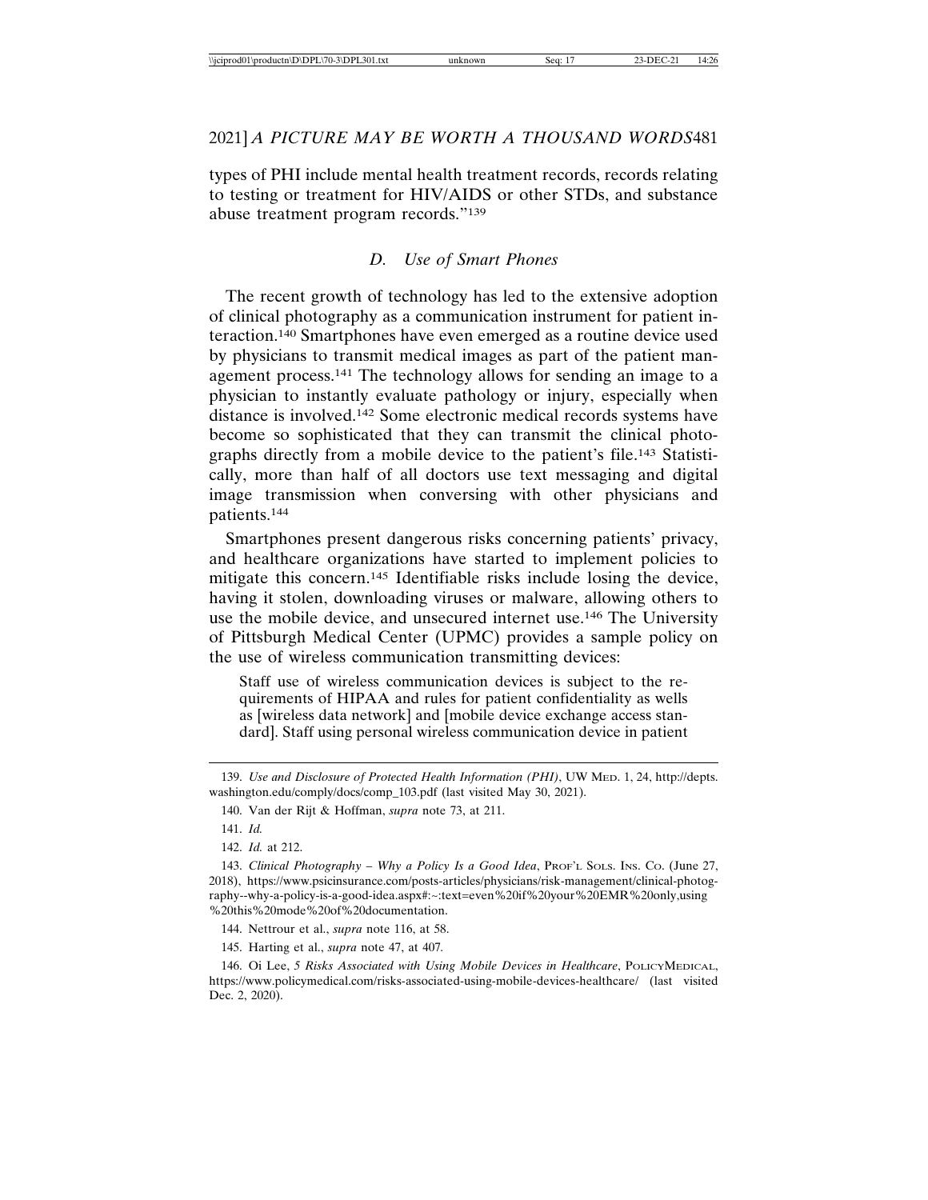types of PHI include mental health treatment records, records relating to testing or treatment for HIV/AIDS or other STDs, and substance abuse treatment program records."[139]

### *D. Use of Smart Phones*

The recent growth of technology has led to the extensive adoption of clinical photography as a communication instrument for patient interaction.[140] Smartphones have even emerged as a routine device used by physicians to transmit medical images as part of the patient management process.[141] The technology allows for sending an image to a physician to instantly evaluate pathology or injury, especially when distance is involved.[142] Some electronic medical records systems have become so sophisticated that they can transmit the clinical photographs directly from a mobile device to the patient's file.[143] Statistically, more than half of all doctors use text messaging and digital image transmission when conversing with other physicians and patients.[144]

Smartphones present dangerous risks concerning patients' privacy, and healthcare organizations have started to implement policies to mitigate this concern.[145] Identifiable risks include losing the device, having it stolen, downloading viruses or malware, allowing others to use the mobile device, and unsecured internet use.[146] The University of Pittsburgh Medical Center (UPMC) provides a sample policy on the use of wireless communication transmitting devices:

> Staff use of wireless communication devices is subject to the requirements of HIPAA and rules for patient confidentiality as wells as [wireless data network] and [mobile device exchange access standard]. Staff using personal wireless communication device in patient

---

139. *Use and Disclosure of Protected Health Information (PHI)*, UW MED. 1, 24, http://depts.washington.edu/comply/docs/comp_103.pdf (last visited May 30, 2021).

140. Van der Rijt & Hoffman, *supra* note 73, at 211.

141. *Id.*

142. *Id.* at 212.

143. *Clinical Photography – Why a Policy Is a Good Idea*, PROF'L SOLS. INS. CO. (June 27, 2018), https://www.psicinsurance.com/posts-articles/physicians/risk-management/clinical-photography--why-a-policy-is-a-good-idea.aspx#:~:text=even%20if%20your%20EMR%20only,using%20this%20mode%20of%20documentation.

144. Nettrour et al., *supra* note 116, at 58.

145. Harting et al., *supra* note 47, at 407.

146. Oi Lee, *5 Risks Associated with Using Mobile Devices in Healthcare*, POLICYMEDICAL, https://www.policymedical.com/risks-associated-using-mobile-devices-healthcare/ (last visited Dec. 2, 2020).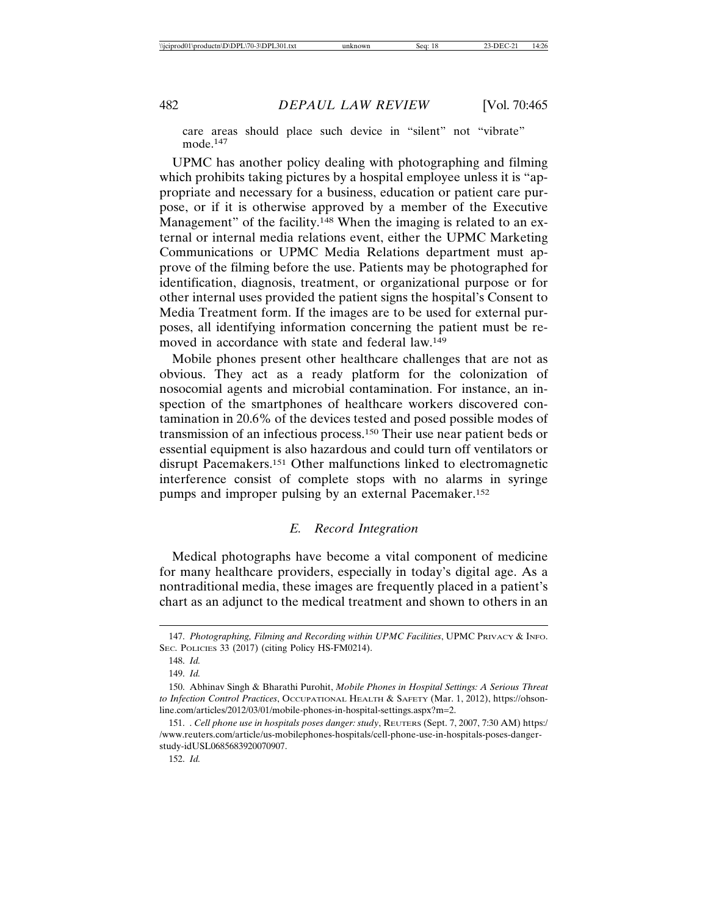care areas should place such device in "silent" not "vibrate" mode.[147]

UPMC has another policy dealing with photographing and filming which prohibits taking pictures by a hospital employee unless it is "appropriate and necessary for a business, education or patient care purpose, or if it is otherwise approved by a member of the Executive Management" of the facility.[148] When the imaging is related to an external or internal media relations event, either the UPMC Marketing Communications or UPMC Media Relations department must approve of the filming before the use. Patients may be photographed for identification, diagnosis, treatment, or organizational purpose or for other internal uses provided the patient signs the hospital's Consent to Media Treatment form. If the images are to be used for external purposes, all identifying information concerning the patient must be removed in accordance with state and federal law.[149]

Mobile phones present other healthcare challenges that are not as obvious. They act as a ready platform for the colonization of nosocomial agents and microbial contamination. For instance, an inspection of the smartphones of healthcare workers discovered contamination in 20.6% of the devices tested and posed possible modes of transmission of an infectious process.[150] Their use near patient beds or essential equipment is also hazardous and could turn off ventilators or disrupt Pacemakers.[151] Other malfunctions linked to electromagnetic interference consist of complete stops with no alarms in syringe pumps and improper pulsing by an external Pacemaker.[152]

### *E. Record Integration*

Medical photographs have become a vital component of medicine for many healthcare providers, especially in today's digital age. As a nontraditional media, these images are frequently placed in a patient's chart as an adjunct to the medical treatment and shown to others in an

---

147. *Photographing, Filming and Recording within UPMC Facilities*, UPMC PRIVACY & INFO. SEC. POLICIES 33 (2017) (citing Policy HS-FM0214).

148. *Id.*

149. *Id.*

150. Abhinav Singh & Bharathi Purohit, *Mobile Phones in Hospital Settings: A Serious Threat to Infection Control Practices*, OCCUPATIONAL HEALTH & SAFETY (Mar. 1, 2012), https://ohsonline.com/articles/2012/03/01/mobile-phones-in-hospital-settings.aspx?m=2.

151. . *Cell phone use in hospitals poses danger: study*, REUTERS (Sept. 7, 2007, 7:30 AM) https://www.reuters.com/article/us-mobilephones-hospitals/cell-phone-use-in-hospitals-poses-danger-study-idUSL0685683920070907.

152. *Id.*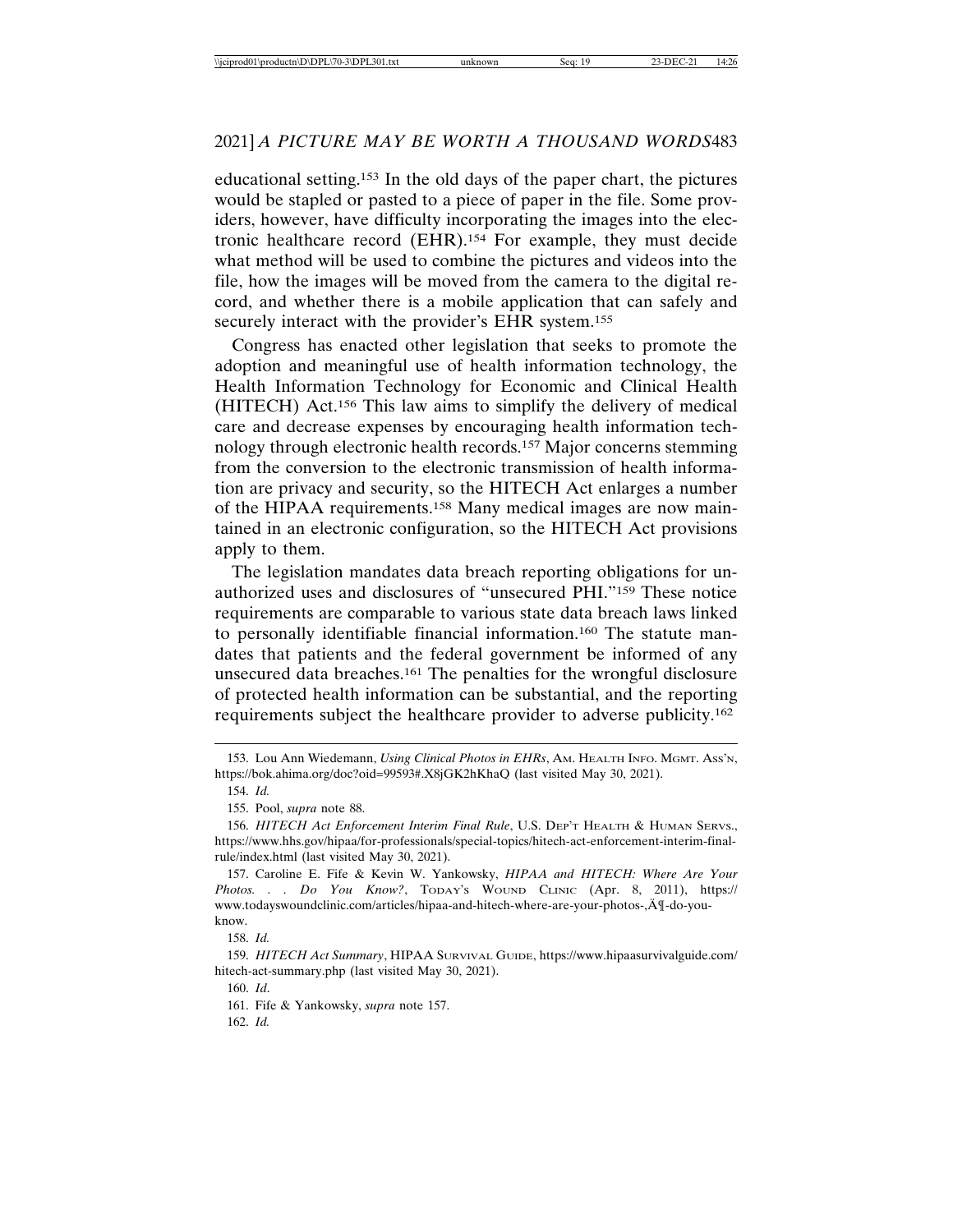educational setting.[153] In the old days of the paper chart, the pictures would be stapled or pasted to a piece of paper in the file. Some providers, however, have difficulty incorporating the images into the electronic healthcare record (EHR).[154] For example, they must decide what method will be used to combine the pictures and videos into the file, how the images will be moved from the camera to the digital record, and whether there is a mobile application that can safely and securely interact with the provider's EHR system.[155]

Congress has enacted other legislation that seeks to promote the adoption and meaningful use of health information technology, the Health Information Technology for Economic and Clinical Health (HITECH) Act.[156] This law aims to simplify the delivery of medical care and decrease expenses by encouraging health information technology through electronic health records.[157] Major concerns stemming from the conversion to the electronic transmission of health information are privacy and security, so the HITECH Act enlarges a number of the HIPAA requirements.[158] Many medical images are now maintained in an electronic configuration, so the HITECH Act provisions apply to them.

The legislation mandates data breach reporting obligations for unauthorized uses and disclosures of "unsecured PHI."[159] These notice requirements are comparable to various state data breach laws linked to personally identifiable financial information.[160] The statute mandates that patients and the federal government be informed of any unsecured data breaches.[161] The penalties for the wrongful disclosure of protected health information can be substantial, and the reporting requirements subject the healthcare provider to adverse publicity.[162]

153. Lou Ann Wiedemann, *Using Clinical Photos in EHRs*, AM. HEALTH INFO. MGMT. ASS'N, https://bok.ahima.org/doc?oid=99593#.X8jGK2hKhaQ (last visited May 30, 2021).

154. *Id.*

155. Pool, *supra* note 88.

156. *HITECH Act Enforcement Interim Final Rule*, U.S. DEP'T HEALTH & HUMAN SERVS., https://www.hhs.gov/hipaa/for-professionals/special-topics/hitech-act-enforcement-interim-final-rule/index.html (last visited May 30, 2021).

157. Caroline E. Fife & Kevin W. Yankowsky, *HIPAA and HITECH: Where Are Your Photos. . . Do You Know?*, TODAY'S WOUND CLINIC (Apr. 8, 2011), https://www.todayswoundclinic.com/articles/hipaa-and-hitech-where-are-your-photos-,Ä¶-do-you-know.

158. *Id.*

159. *HITECH Act Summary*, HIPAA SURVIVAL GUIDE, https://www.hipaasurvivalguide.com/hitech-act-summary.php (last visited May 30, 2021).

160. *Id*.

161. Fife & Yankowsky, *supra* note 157.

162. *Id.*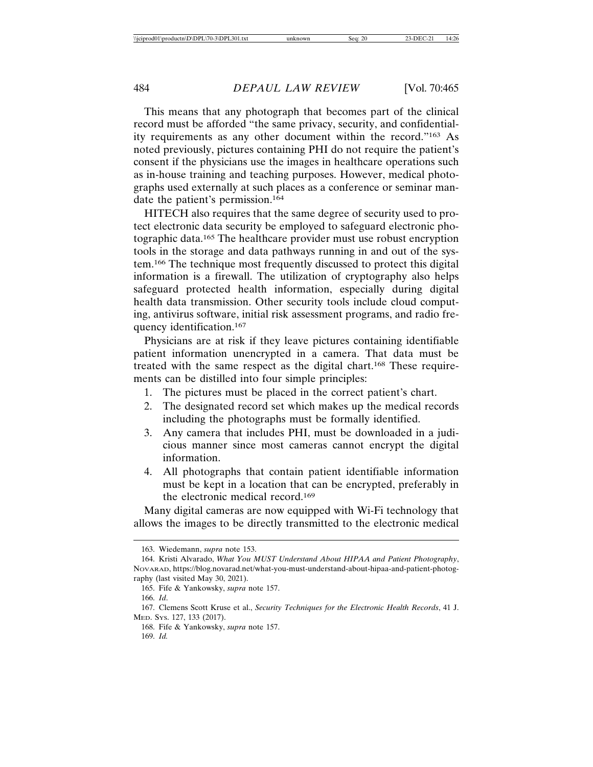This means that any photograph that becomes part of the clinical record must be afforded "the same privacy, security, and confidentiality requirements as any other document within the record."[163] As noted previously, pictures containing PHI do not require the patient's consent if the physicians use the images in healthcare operations such as in-house training and teaching purposes. However, medical photographs used externally at such places as a conference or seminar mandate the patient's permission.[164]

HITECH also requires that the same degree of security used to protect electronic data security be employed to safeguard electronic photographic data.[165] The healthcare provider must use robust encryption tools in the storage and data pathways running in and out of the system.[166] The technique most frequently discussed to protect this digital information is a firewall. The utilization of cryptography also helps safeguard protected health information, especially during digital health data transmission. Other security tools include cloud computing, antivirus software, initial risk assessment programs, and radio frequency identification.[167]

Physicians are at risk if they leave pictures containing identifiable patient information unencrypted in a camera. That data must be treated with the same respect as the digital chart.[168] These requirements can be distilled into four simple principles:

1. The pictures must be placed in the correct patient's chart.
2. The designated record set which makes up the medical records including the photographs must be formally identified.
3. Any camera that includes PHI, must be downloaded in a judicious manner since most cameras cannot encrypt the digital information.
4. All photographs that contain patient identifiable information must be kept in a location that can be encrypted, preferably in the electronic medical record.[169]

Many digital cameras are now equipped with Wi-Fi technology that allows the images to be directly transmitted to the electronic medical

---

163. Wiedemann, *supra* note 153.

164. Kristi Alvarado, *What You MUST Understand About HIPAA and Patient Photography*, NOVARAD, https://blog.novarad.net/what-you-must-understand-about-hipaa-and-patient-photography (last visited May 30, 2021).

165. Fife & Yankowsky, *supra* note 157.

166. *Id*.

167. Clemens Scott Kruse et al., *Security Techniques for the Electronic Health Records*, 41 J. MED. SYS. 127, 133 (2017).

168. Fife & Yankowsky, *supra* note 157.

169. *Id.*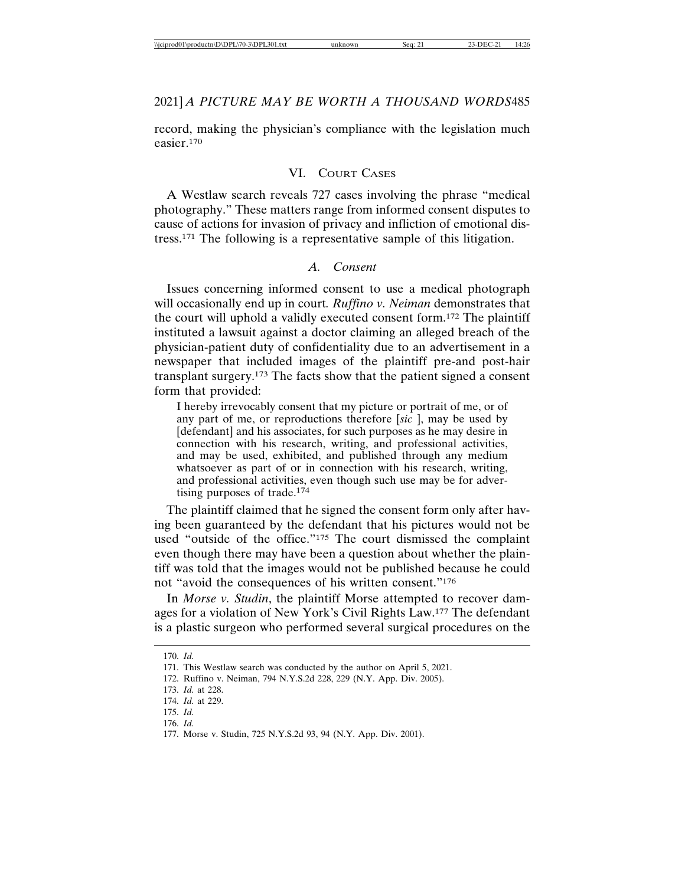record, making the physician's compliance with the legislation much easier.[170]

## VI. Court Cases

A Westlaw search reveals 727 cases involving the phrase "medical photography." These matters range from informed consent disputes to cause of actions for invasion of privacy and infliction of emotional distress.[171] The following is a representative sample of this litigation.

### *A. Consent*

Issues concerning informed consent to use a medical photograph will occasionally end up in court. *Ruffino v. Neiman* demonstrates that the court will uphold a validly executed consent form.[172] The plaintiff instituted a lawsuit against a doctor claiming an alleged breach of the physician-patient duty of confidentiality due to an advertisement in a newspaper that included images of the plaintiff pre-and post-hair transplant surgery.[173] The facts show that the patient signed a consent form that provided:

> I hereby irrevocably consent that my picture or portrait of me, or of any part of me, or reproductions therefore [*sic* ], may be used by [defendant] and his associates, for such purposes as he may desire in connection with his research, writing, and professional activities, and may be used, exhibited, and published through any medium whatsoever as part of or in connection with his research, writing, and professional activities, even though such use may be for advertising purposes of trade.[174]

The plaintiff claimed that he signed the consent form only after having been guaranteed by the defendant that his pictures would not be used "outside of the office."[175] The court dismissed the complaint even though there may have been a question about whether the plaintiff was told that the images would not be published because he could not "avoid the consequences of his written consent."[176]

In *Morse v. Studin*, the plaintiff Morse attempted to recover damages for a violation of New York's Civil Rights Law.[177] The defendant is a plastic surgeon who performed several surgical procedures on the

---

170. *Id.*

171. This Westlaw search was conducted by the author on April 5, 2021.

172. Ruffino v. Neiman, 794 N.Y.S.2d 228, 229 (N.Y. App. Div. 2005).

173. *Id.* at 228.

174. *Id.* at 229.

175. *Id.*

176. *Id.*

177. Morse v. Studin, 725 N.Y.S.2d 93, 94 (N.Y. App. Div. 2001).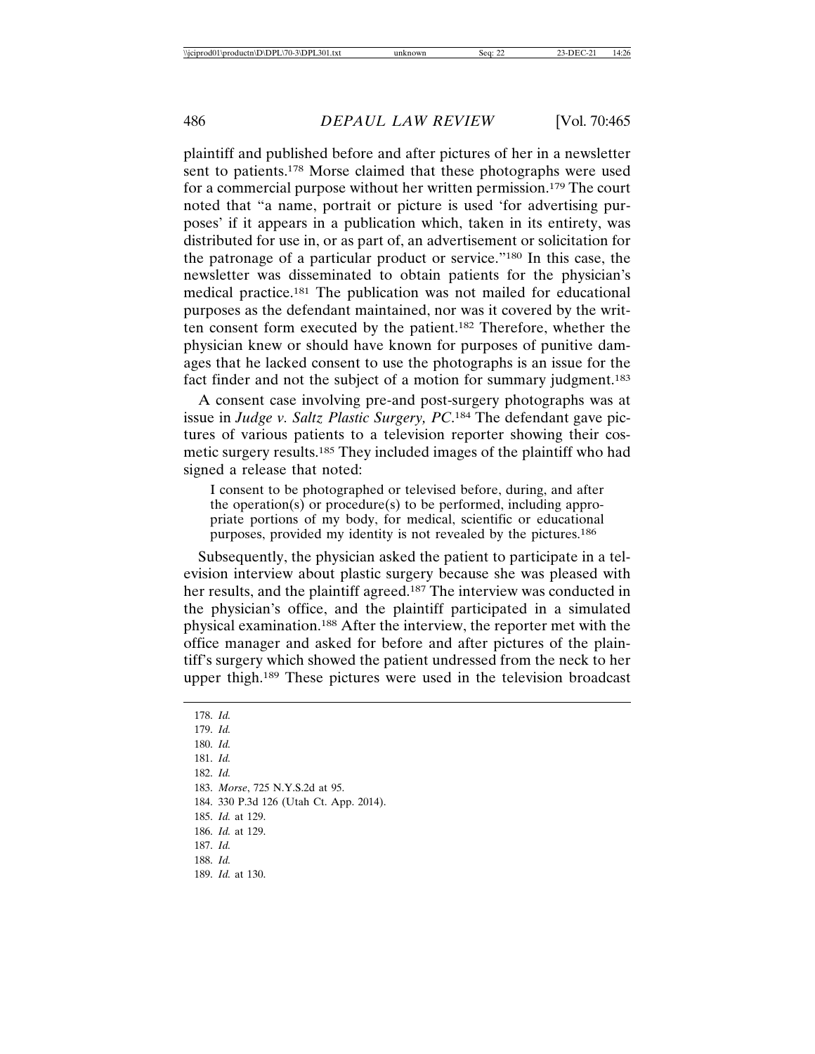plaintiff and published before and after pictures of her in a newsletter sent to patients.[178] Morse claimed that these photographs were used for a commercial purpose without her written permission.[179] The court noted that "a name, portrait or picture is used 'for advertising purposes' if it appears in a publication which, taken in its entirety, was distributed for use in, or as part of, an advertisement or solicitation for the patronage of a particular product or service."[180] In this case, the newsletter was disseminated to obtain patients for the physician's medical practice.[181] The publication was not mailed for educational purposes as the defendant maintained, nor was it covered by the written consent form executed by the patient.[182] Therefore, whether the physician knew or should have known for purposes of punitive damages that he lacked consent to use the photographs is an issue for the fact finder and not the subject of a motion for summary judgment.[183]

A consent case involving pre-and post-surgery photographs was at issue in *Judge v. Saltz Plastic Surgery, PC*.[184] The defendant gave pictures of various patients to a television reporter showing their cosmetic surgery results.[185] They included images of the plaintiff who had signed a release that noted:

> I consent to be photographed or televised before, during, and after the operation(s) or procedure(s) to be performed, including appropriate portions of my body, for medical, scientific or educational purposes, provided my identity is not revealed by the pictures.[186]

Subsequently, the physician asked the patient to participate in a television interview about plastic surgery because she was pleased with her results, and the plaintiff agreed.[187] The interview was conducted in the physician's office, and the plaintiff participated in a simulated physical examination.[188] After the interview, the reporter met with the office manager and asked for before and after pictures of the plaintiff's surgery which showed the patient undressed from the neck to her upper thigh.[189] These pictures were used in the television broadcast

178. *Id.*
179. *Id.*
180. *Id.*
181. *Id.*
182. *Id.*
183. *Morse*, 725 N.Y.S.2d at 95.
184. 330 P.3d 126 (Utah Ct. App. 2014).
185. *Id.* at 129.
186. *Id.* at 129.
187. *Id.*
188. *Id.*
189. *Id.* at 130.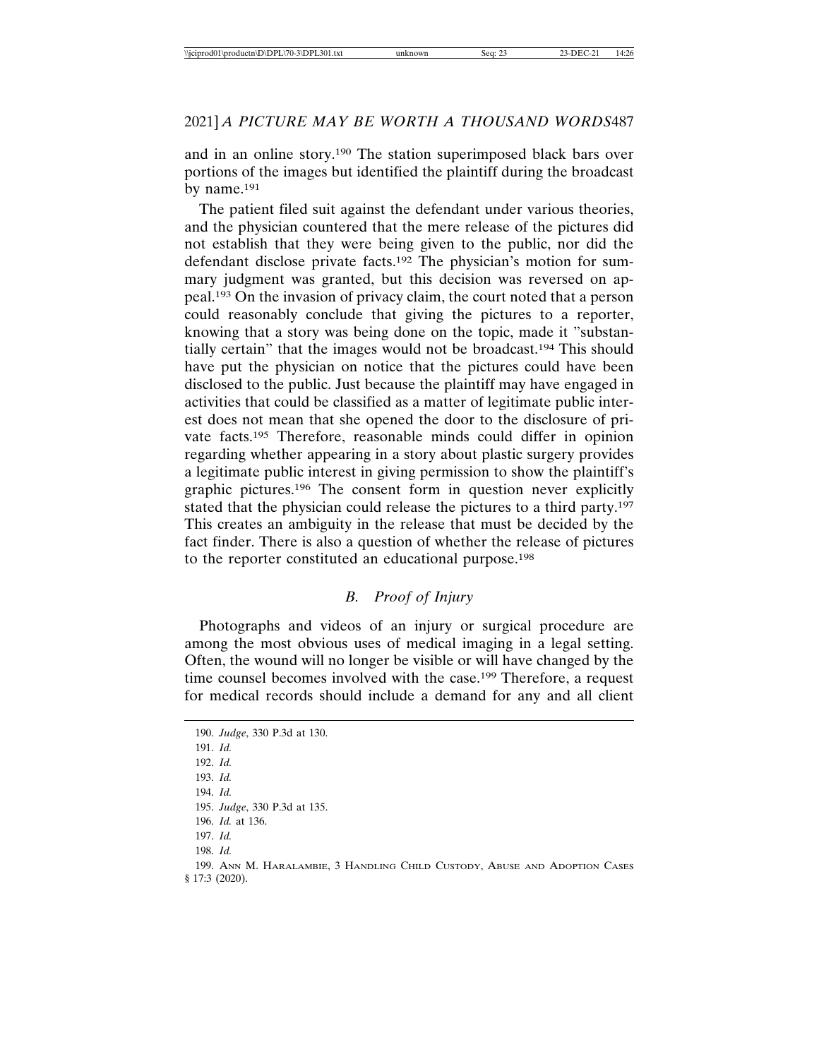and in an online story.[190] The station superimposed black bars over portions of the images but identified the plaintiff during the broadcast by name.[191]

The patient filed suit against the defendant under various theories, and the physician countered that the mere release of the pictures did not establish that they were being given to the public, nor did the defendant disclose private facts.[192] The physician's motion for summary judgment was granted, but this decision was reversed on appeal.[193] On the invasion of privacy claim, the court noted that a person could reasonably conclude that giving the pictures to a reporter, knowing that a story was being done on the topic, made it "substantially certain" that the images would not be broadcast.[194] This should have put the physician on notice that the pictures could have been disclosed to the public. Just because the plaintiff may have engaged in activities that could be classified as a matter of legitimate public interest does not mean that she opened the door to the disclosure of private facts.[195] Therefore, reasonable minds could differ in opinion regarding whether appearing in a story about plastic surgery provides a legitimate public interest in giving permission to show the plaintiff's graphic pictures.[196] The consent form in question never explicitly stated that the physician could release the pictures to a third party.[197] This creates an ambiguity in the release that must be decided by the fact finder. There is also a question of whether the release of pictures to the reporter constituted an educational purpose.[198]

### *B. Proof of Injury*

Photographs and videos of an injury or surgical procedure are among the most obvious uses of medical imaging in a legal setting. Often, the wound will no longer be visible or will have changed by the time counsel becomes involved with the case.[199] Therefore, a request for medical records should include a demand for any and all client

---

190. *Judge*, 330 P.3d at 130.

191. *Id.*

192. *Id.*

193. *Id.*

194. *Id.*

195. *Judge*, 330 P.3d at 135.

196. *Id.* at 136.

197. *Id.*

198. *Id.*

199. Ann M. Haralambie, 3 Handling Child Custody, Abuse and Adoption Cases § 17:3 (2020).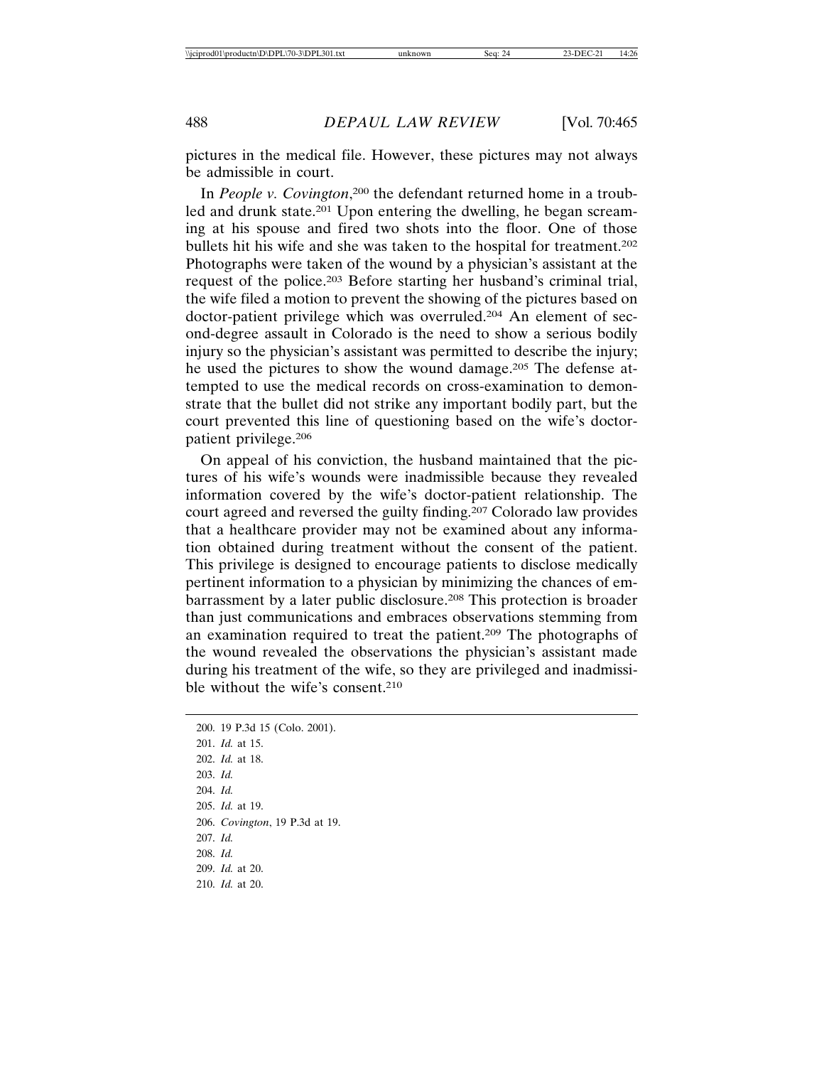pictures in the medical file. However, these pictures may not always be admissible in court.

In *People v. Covington*,[200] the defendant returned home in a troubled and drunk state.[201] Upon entering the dwelling, he began screaming at his spouse and fired two shots into the floor. One of those bullets hit his wife and she was taken to the hospital for treatment.[202] Photographs were taken of the wound by a physician's assistant at the request of the police.[203] Before starting her husband's criminal trial, the wife filed a motion to prevent the showing of the pictures based on doctor-patient privilege which was overruled.[204] An element of second-degree assault in Colorado is the need to show a serious bodily injury so the physician's assistant was permitted to describe the injury; he used the pictures to show the wound damage.[205] The defense attempted to use the medical records on cross-examination to demonstrate that the bullet did not strike any important bodily part, but the court prevented this line of questioning based on the wife's doctor-patient privilege.[206]

On appeal of his conviction, the husband maintained that the pictures of his wife's wounds were inadmissible because they revealed information covered by the wife's doctor-patient relationship. The court agreed and reversed the guilty finding.[207] Colorado law provides that a healthcare provider may not be examined about any information obtained during treatment without the consent of the patient. This privilege is designed to encourage patients to disclose medically pertinent information to a physician by minimizing the chances of embarrassment by a later public disclosure.[208] This protection is broader than just communications and embraces observations stemming from an examination required to treat the patient.[209] The photographs of the wound revealed the observations the physician's assistant made during his treatment of the wife, so they are privileged and inadmissible without the wife's consent.[210]

200. 19 P.3d 15 (Colo. 2001).
201. *Id.* at 15.
202. *Id.* at 18.
203. *Id.*
204. *Id.*
205. *Id.* at 19.
206. *Covington*, 19 P.3d at 19.
207. *Id.*
208. *Id.*
209. *Id.* at 20.
210. *Id.* at 20.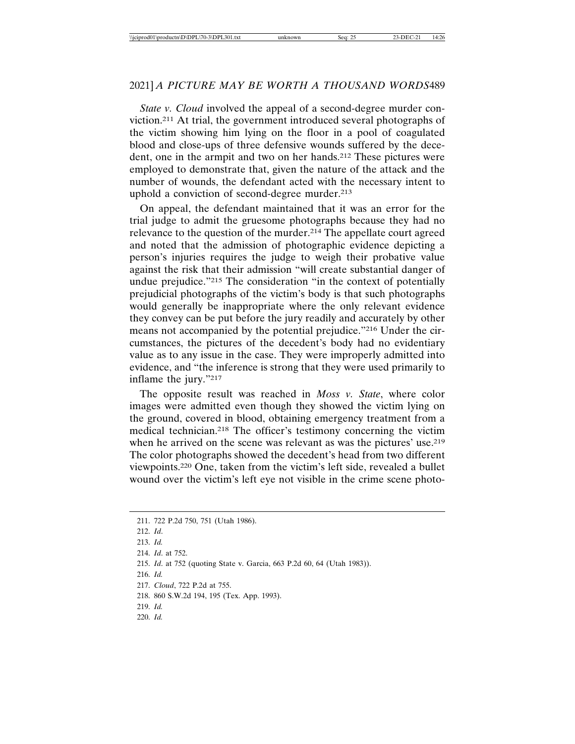*State v. Cloud* involved the appeal of a second-degree murder conviction.[211] At trial, the government introduced several photographs of the victim showing him lying on the floor in a pool of coagulated blood and close-ups of three defensive wounds suffered by the decedent, one in the armpit and two on her hands.[212] These pictures were employed to demonstrate that, given the nature of the attack and the number of wounds, the defendant acted with the necessary intent to uphold a conviction of second-degree murder.[213]

On appeal, the defendant maintained that it was an error for the trial judge to admit the gruesome photographs because they had no relevance to the question of the murder.[214] The appellate court agreed and noted that the admission of photographic evidence depicting a person's injuries requires the judge to weigh their probative value against the risk that their admission "will create substantial danger of undue prejudice."[215] The consideration "in the context of potentially prejudicial photographs of the victim's body is that such photographs would generally be inappropriate where the only relevant evidence they convey can be put before the jury readily and accurately by other means not accompanied by the potential prejudice."[216] Under the circumstances, the pictures of the decedent's body had no evidentiary value as to any issue in the case. They were improperly admitted into evidence, and "the inference is strong that they were used primarily to inflame the jury."[217]

The opposite result was reached in *Moss v. State*, where color images were admitted even though they showed the victim lying on the ground, covered in blood, obtaining emergency treatment from a medical technician.[218] The officer's testimony concerning the victim when he arrived on the scene was relevant as was the pictures' use.[219] The color photographs showed the decedent's head from two different viewpoints.[220] One, taken from the victim's left side, revealed a bullet wound over the victim's left eye not visible in the crime scene photo-

---

211. 722 P.2d 750, 751 (Utah 1986).
212. *Id*.
213. *Id.*
214. *Id*. at 752.
215. *Id*. at 752 (quoting State v. Garcia, 663 P.2d 60, 64 (Utah 1983)).
216. *Id.*
217. *Cloud*, 722 P.2d at 755.
218. 860 S.W.2d 194, 195 (Tex. App. 1993).
219. *Id.*
220. *Id.*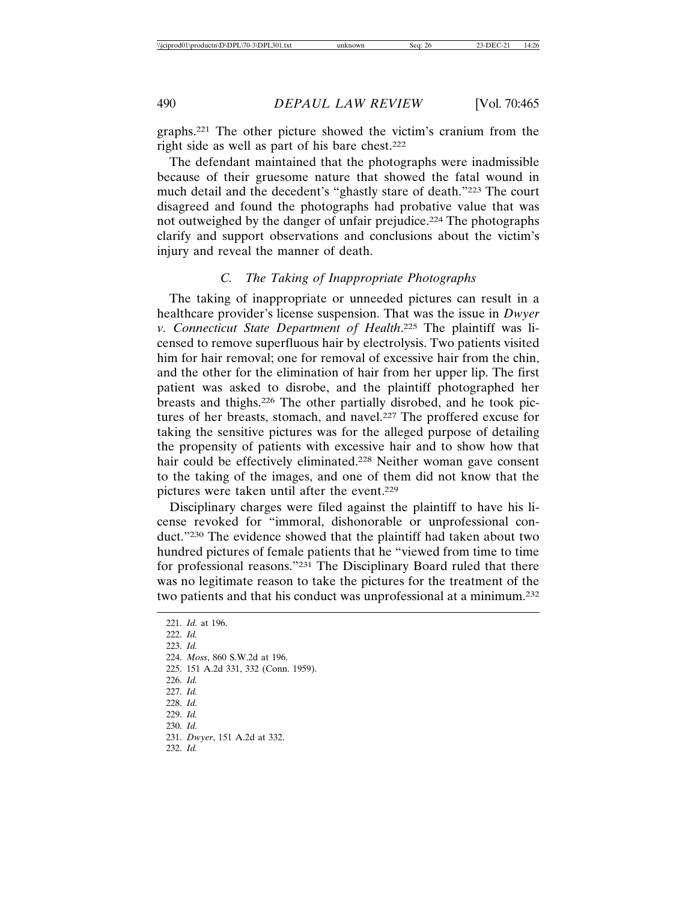graphs.[221] The other picture showed the victim's cranium from the right side as well as part of his bare chest.[222]

The defendant maintained that the photographs were inadmissible because of their gruesome nature that showed the fatal wound in much detail and the decedent's "ghastly stare of death."[223] The court disagreed and found the photographs had probative value that was not outweighed by the danger of unfair prejudice.[224] The photographs clarify and support observations and conclusions about the victim's injury and reveal the manner of death.

### *C. The Taking of Inappropriate Photographs*

The taking of inappropriate or unneeded pictures can result in a healthcare provider's license suspension. That was the issue in *Dwyer v. Connecticut State Department of Health*.[225] The plaintiff was licensed to remove superfluous hair by electrolysis. Two patients visited him for hair removal; one for removal of excessive hair from the chin, and the other for the elimination of hair from her upper lip. The first patient was asked to disrobe, and the plaintiff photographed her breasts and thighs.[226] The other partially disrobed, and he took pictures of her breasts, stomach, and navel.[227] The proffered excuse for taking the sensitive pictures was for the alleged purpose of detailing the propensity of patients with excessive hair and to show how that hair could be effectively eliminated.[228] Neither woman gave consent to the taking of the images, and one of them did not know that the pictures were taken until after the event.[229]

Disciplinary charges were filed against the plaintiff to have his license revoked for "immoral, dishonorable or unprofessional conduct."[230] The evidence showed that the plaintiff had taken about two hundred pictures of female patients that he "viewed from time to time for professional reasons."[231] The Disciplinary Board ruled that there was no legitimate reason to take the pictures for the treatment of the two patients and that his conduct was unprofessional at a minimum.[232]

221. *Id.* at 196.
222. *Id.*
223. *Id.*
224. *Moss*, 860 S.W.2d at 196.
225. 151 A.2d 331, 332 (Conn. 1959).
226. *Id.*
227. *Id.*
228. *Id.*
229. *Id.*
230. *Id.*
231. *Dwyer*, 151 A.2d at 332.
232. *Id.*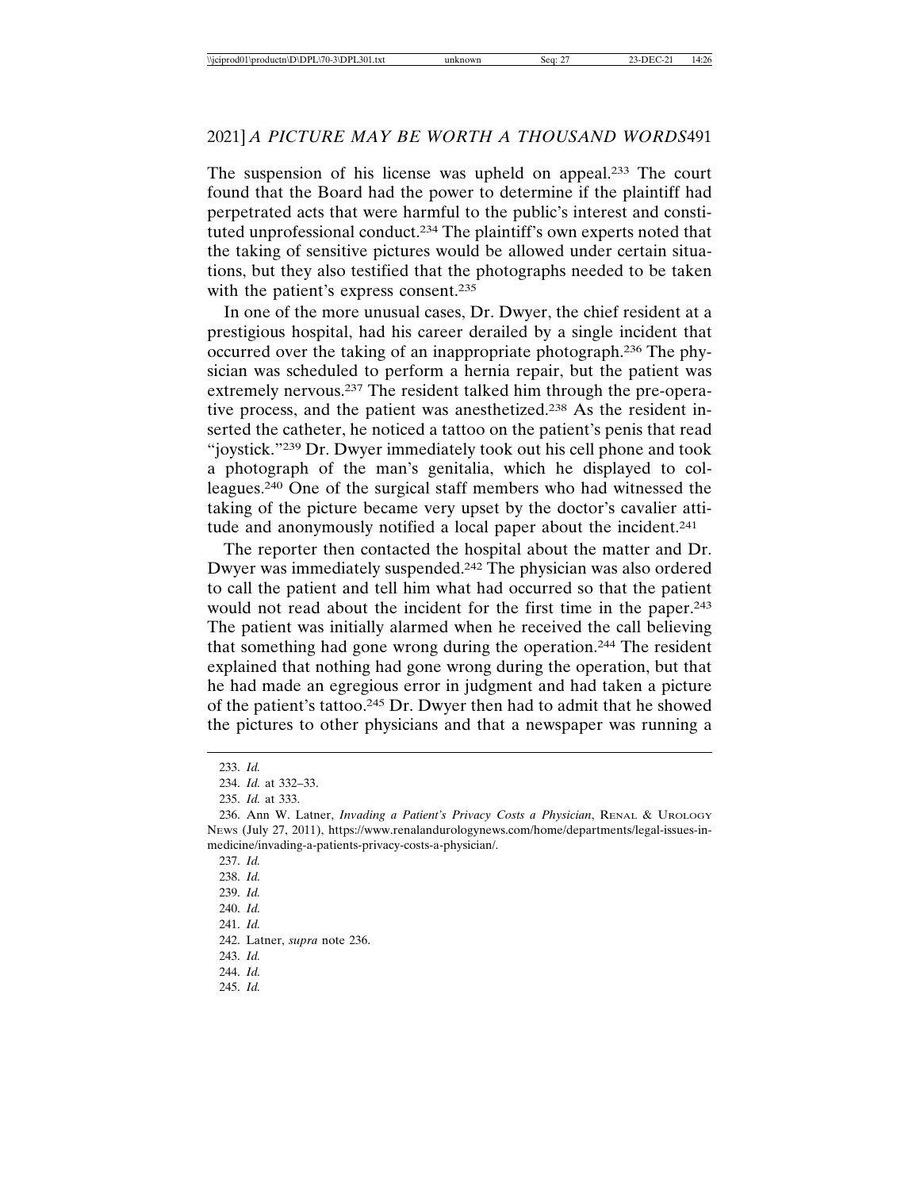The suspension of his license was upheld on appeal.[233] The court found that the Board had the power to determine if the plaintiff had perpetrated acts that were harmful to the public's interest and constituted unprofessional conduct.[234] The plaintiff's own experts noted that the taking of sensitive pictures would be allowed under certain situations, but they also testified that the photographs needed to be taken with the patient's express consent.[235]

In one of the more unusual cases, Dr. Dwyer, the chief resident at a prestigious hospital, had his career derailed by a single incident that occurred over the taking of an inappropriate photograph.[236] The physician was scheduled to perform a hernia repair, but the patient was extremely nervous.[237] The resident talked him through the pre-operative process, and the patient was anesthetized.[238] As the resident inserted the catheter, he noticed a tattoo on the patient's penis that read "joystick."[239] Dr. Dwyer immediately took out his cell phone and took a photograph of the man's genitalia, which he displayed to colleagues.[240] One of the surgical staff members who had witnessed the taking of the picture became very upset by the doctor's cavalier attitude and anonymously notified a local paper about the incident.[241]

The reporter then contacted the hospital about the matter and Dr. Dwyer was immediately suspended.[242] The physician was also ordered to call the patient and tell him what had occurred so that the patient would not read about the incident for the first time in the paper.[243] The patient was initially alarmed when he received the call believing that something had gone wrong during the operation.[244] The resident explained that nothing had gone wrong during the operation, but that he had made an egregious error in judgment and had taken a picture of the patient's tattoo.[245] Dr. Dwyer then had to admit that he showed the pictures to other physicians and that a newspaper was running a

---

233. *Id.*

234. *Id.* at 332–33.

235. *Id.* at 333.

236. Ann W. Latner, *Invading a Patient's Privacy Costs a Physician*, RENAL & UROLOGY NEWS (July 27, 2011), https://www.renalandurologynews.com/home/departments/legal-issues-in-medicine/invading-a-patients-privacy-costs-a-physician/.

237. *Id.*

238. *Id.*

239. *Id.*

240. *Id.*

241. *Id.*

242. Latner, *supra* note 236.

243. *Id.*

244. *Id.*

245. *Id.*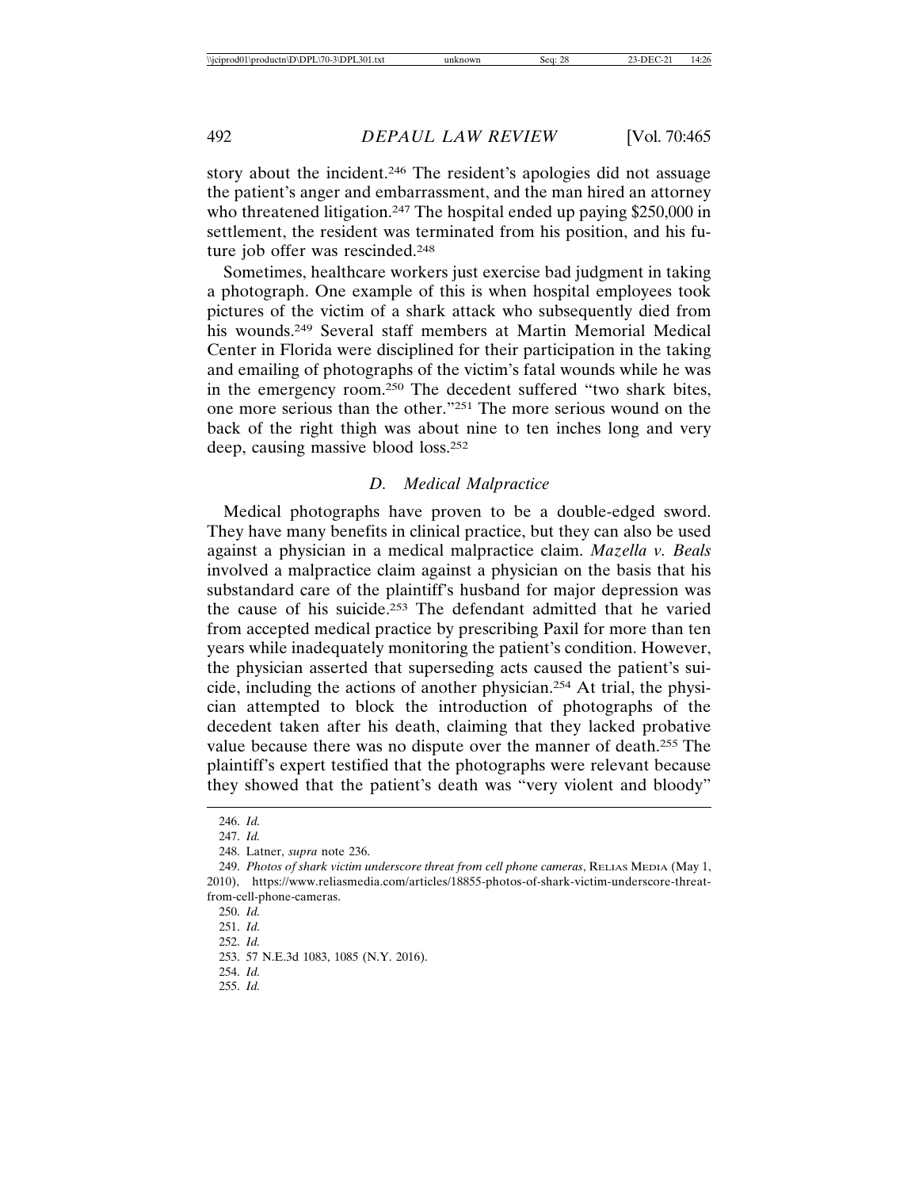story about the incident.[246] The resident's apologies did not assuage the patient's anger and embarrassment, and the man hired an attorney who threatened litigation.[247] The hospital ended up paying $250,000 in settlement, the resident was terminated from his position, and his future job offer was rescinded.[248]

Sometimes, healthcare workers just exercise bad judgment in taking a photograph. One example of this is when hospital employees took pictures of the victim of a shark attack who subsequently died from his wounds.[249] Several staff members at Martin Memorial Medical Center in Florida were disciplined for their participation in the taking and emailing of photographs of the victim's fatal wounds while he was in the emergency room.[250] The decedent suffered "two shark bites, one more serious than the other."[251] The more serious wound on the back of the right thigh was about nine to ten inches long and very deep, causing massive blood loss.[252]

### *D. Medical Malpractice*

Medical photographs have proven to be a double-edged sword. They have many benefits in clinical practice, but they can also be used against a physician in a medical malpractice claim. *Mazella v. Beals* involved a malpractice claim against a physician on the basis that his substandard care of the plaintiff's husband for major depression was the cause of his suicide.[253] The defendant admitted that he varied from accepted medical practice by prescribing Paxil for more than ten years while inadequately monitoring the patient's condition. However, the physician asserted that superseding acts caused the patient's suicide, including the actions of another physician.[254] At trial, the physician attempted to block the introduction of photographs of the decedent taken after his death, claiming that they lacked probative value because there was no dispute over the manner of death.[255] The plaintiff's expert testified that the photographs were relevant because they showed that the patient's death was "very violent and bloody"

---

246. *Id.*

247. *Id.*

248. Latner, *supra* note 236.

249. *Photos of shark victim underscore threat from cell phone cameras*, RELIAS MEDIA (May 1, 2010), https://www.reliasmedia.com/articles/18855-photos-of-shark-victim-underscore-threat-from-cell-phone-cameras.

250. *Id.*

251. *Id.*

252. *Id.*

253. 57 N.E.3d 1083, 1085 (N.Y. 2016).

254. *Id.*

255. *Id.*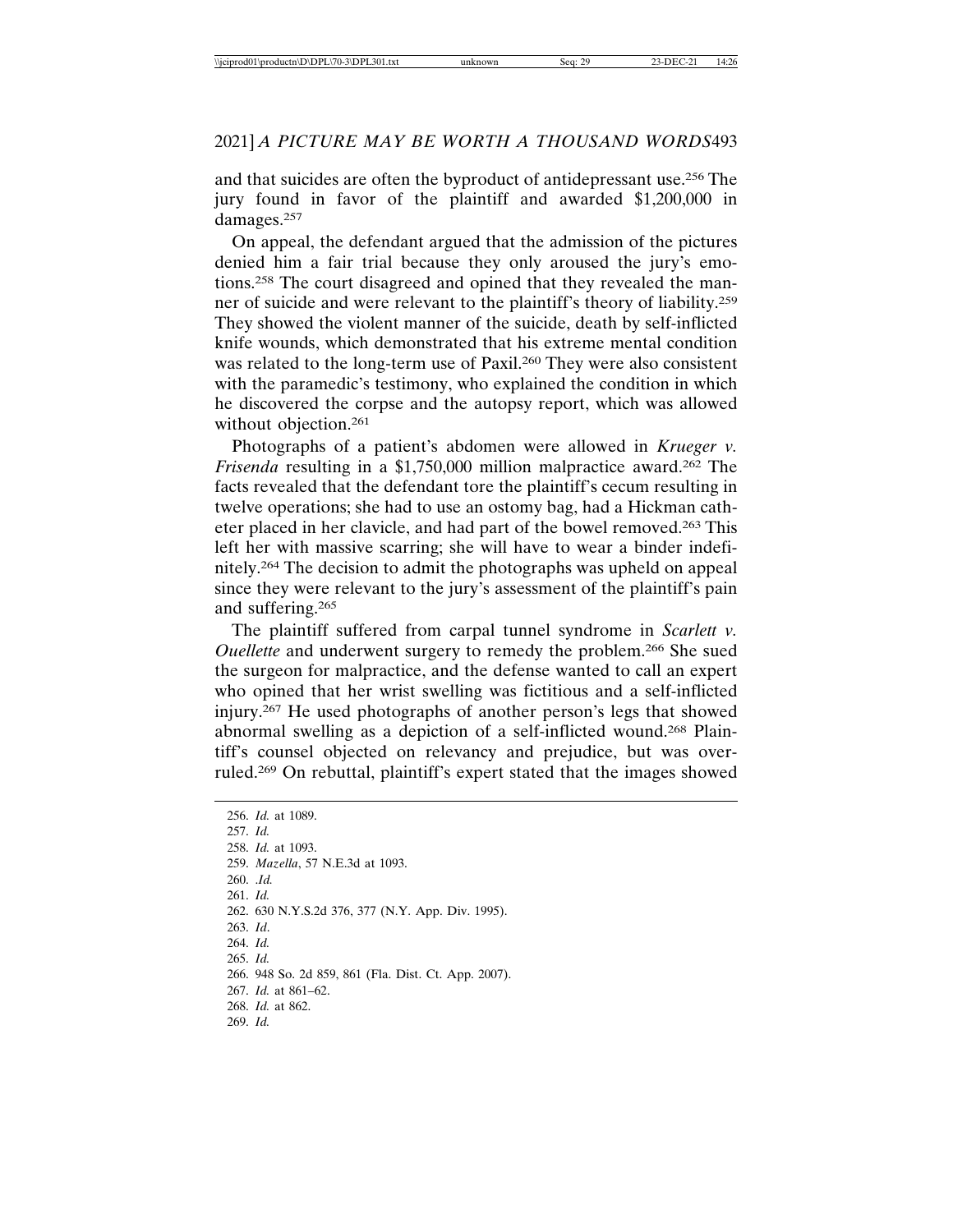and that suicides are often the byproduct of antidepressant use.[256] The jury found in favor of the plaintiff and awarded $1,200,000 in damages.[257]

On appeal, the defendant argued that the admission of the pictures denied him a fair trial because they only aroused the jury's emotions.[258] The court disagreed and opined that they revealed the manner of suicide and were relevant to the plaintiff's theory of liability.[259] They showed the violent manner of the suicide, death by self-inflicted knife wounds, which demonstrated that his extreme mental condition was related to the long-term use of Paxil.[260] They were also consistent with the paramedic's testimony, who explained the condition in which he discovered the corpse and the autopsy report, which was allowed without objection.[261]

Photographs of a patient's abdomen were allowed in *Krueger v. Frisenda* resulting in a $1,750,000 million malpractice award.[262] The facts revealed that the defendant tore the plaintiff's cecum resulting in twelve operations; she had to use an ostomy bag, had a Hickman catheter placed in her clavicle, and had part of the bowel removed.[263] This left her with massive scarring; she will have to wear a binder indefinitely.[264] The decision to admit the photographs was upheld on appeal since they were relevant to the jury's assessment of the plaintiff's pain and suffering.[265]

The plaintiff suffered from carpal tunnel syndrome in *Scarlett v. Ouellette* and underwent surgery to remedy the problem.[266] She sued the surgeon for malpractice, and the defense wanted to call an expert who opined that her wrist swelling was fictitious and a self-inflicted injury.[267] He used photographs of another person's legs that showed abnormal swelling as a depiction of a self-inflicted wound.[268] Plaintiff's counsel objected on relevancy and prejudice, but was overruled.[269] On rebuttal, plaintiff's expert stated that the images showed

---

256. *Id.* at 1089.
257. *Id.*
258. *Id.* at 1093.
259. *Mazella*, 57 N.E.3d at 1093.
260. *.Id.*
261. *Id.*
262. 630 N.Y.S.2d 376, 377 (N.Y. App. Div. 1995).
263. *Id*.
264. *Id.*
265. *Id.*
266. 948 So. 2d 859, 861 (Fla. Dist. Ct. App. 2007).
267. *Id.* at 861–62.
268. *Id.* at 862.
269. *Id.*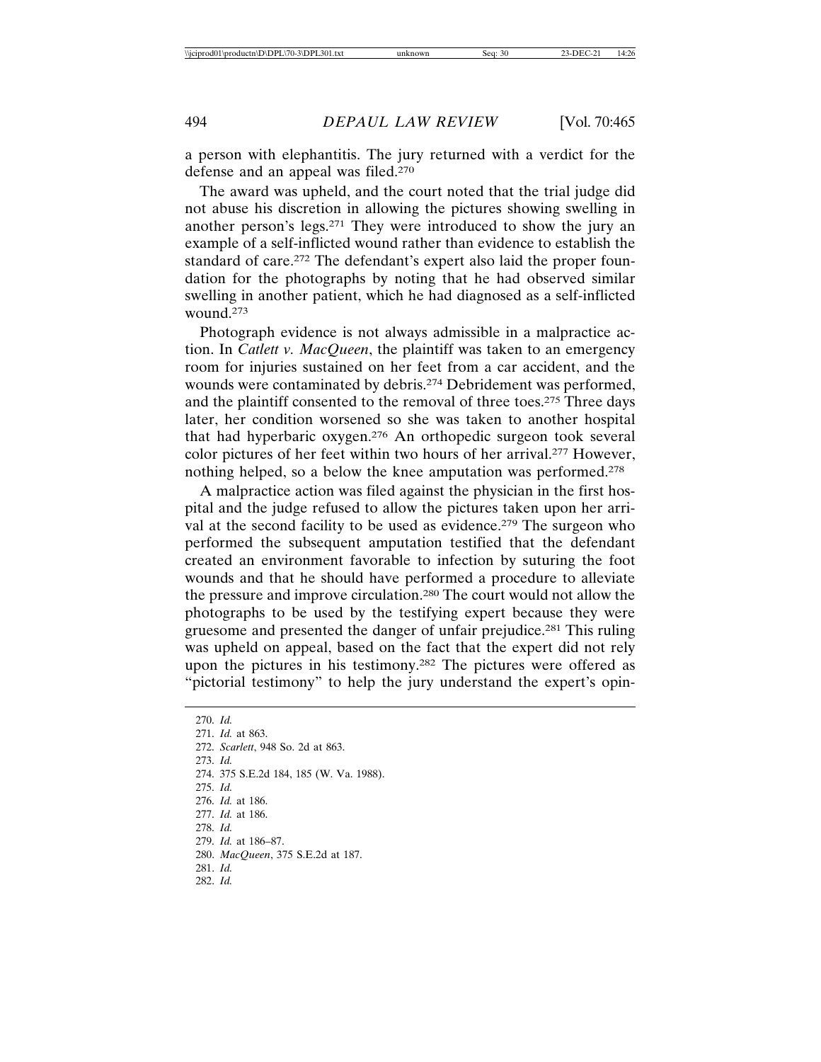a person with elephantitis. The jury returned with a verdict for the defense and an appeal was filed.[270]

The award was upheld, and the court noted that the trial judge did not abuse his discretion in allowing the pictures showing swelling in another person's legs.[271] They were introduced to show the jury an example of a self-inflicted wound rather than evidence to establish the standard of care.[272] The defendant's expert also laid the proper foundation for the photographs by noting that he had observed similar swelling in another patient, which he had diagnosed as a self-inflicted wound.[273]

Photograph evidence is not always admissible in a malpractice action. In *Catlett v. MacQueen*, the plaintiff was taken to an emergency room for injuries sustained on her feet from a car accident, and the wounds were contaminated by debris.[274] Debridement was performed, and the plaintiff consented to the removal of three toes.[275] Three days later, her condition worsened so she was taken to another hospital that had hyperbaric oxygen.[276] An orthopedic surgeon took several color pictures of her feet within two hours of her arrival.[277] However, nothing helped, so a below the knee amputation was performed.[278]

A malpractice action was filed against the physician in the first hospital and the judge refused to allow the pictures taken upon her arrival at the second facility to be used as evidence.[279] The surgeon who performed the subsequent amputation testified that the defendant created an environment favorable to infection by suturing the foot wounds and that he should have performed a procedure to alleviate the pressure and improve circulation.[280] The court would not allow the photographs to be used by the testifying expert because they were gruesome and presented the danger of unfair prejudice.[281] This ruling was upheld on appeal, based on the fact that the expert did not rely upon the pictures in his testimony.[282] The pictures were offered as "pictorial testimony" to help the jury understand the expert's opin-

---

270. *Id.*
271. *Id.* at 863.
272. *Scarlett*, 948 So. 2d at 863.
273. *Id.*
274. 375 S.E.2d 184, 185 (W. Va. 1988).
275. *Id.*
276. *Id.* at 186.
277. *Id.* at 186.
278. *Id.*
279. *Id.* at 186–87.
280. *MacQueen*, 375 S.E.2d at 187.
281. *Id.*
282. *Id.*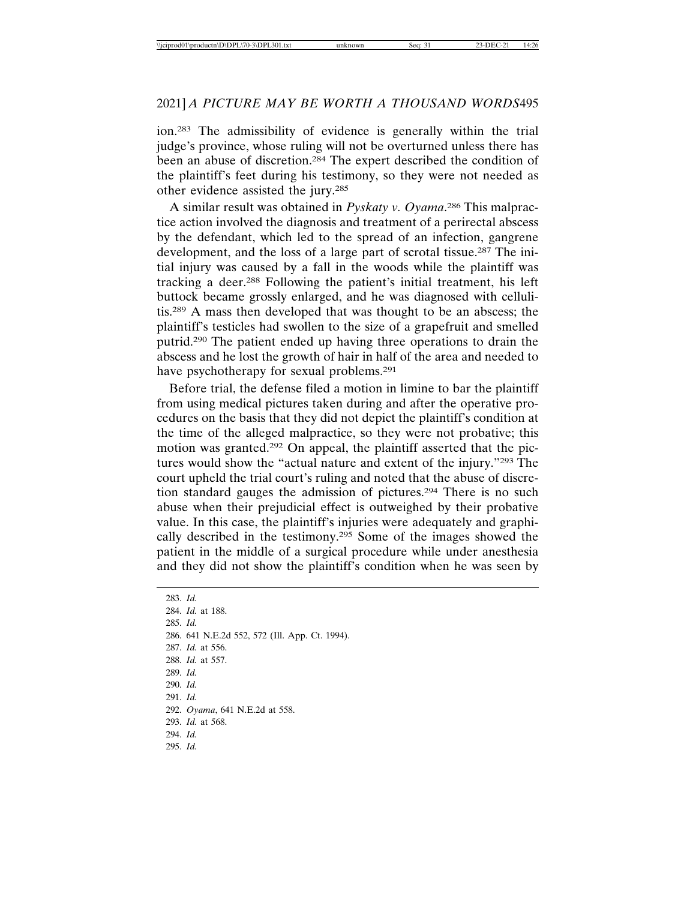ion.[283] The admissibility of evidence is generally within the trial judge's province, whose ruling will not be overturned unless there has been an abuse of discretion.[284] The expert described the condition of the plaintiff's feet during his testimony, so they were not needed as other evidence assisted the jury.[285]

A similar result was obtained in *Pyskaty v. Oyama*.[286] This malpractice action involved the diagnosis and treatment of a perirectal abscess by the defendant, which led to the spread of an infection, gangrene development, and the loss of a large part of scrotal tissue.[287] The initial injury was caused by a fall in the woods while the plaintiff was tracking a deer.[288] Following the patient's initial treatment, his left buttock became grossly enlarged, and he was diagnosed with cellulitis.[289] A mass then developed that was thought to be an abscess; the plaintiff's testicles had swollen to the size of a grapefruit and smelled putrid.[290] The patient ended up having three operations to drain the abscess and he lost the growth of hair in half of the area and needed to have psychotherapy for sexual problems.[291]

Before trial, the defense filed a motion in limine to bar the plaintiff from using medical pictures taken during and after the operative procedures on the basis that they did not depict the plaintiff's condition at the time of the alleged malpractice, so they were not probative; this motion was granted.[292] On appeal, the plaintiff asserted that the pictures would show the "actual nature and extent of the injury."[293] The court upheld the trial court's ruling and noted that the abuse of discretion standard gauges the admission of pictures.[294] There is no such abuse when their prejudicial effect is outweighed by their probative value. In this case, the plaintiff's injuries were adequately and graphically described in the testimony.[295] Some of the images showed the patient in the middle of a surgical procedure while under anesthesia and they did not show the plaintiff's condition when he was seen by

---

283. *Id.*
284. *Id.* at 188.
285. *Id.*
286. 641 N.E.2d 552, 572 (Ill. App. Ct. 1994).
287. *Id.* at 556.
288. *Id.* at 557.
289. *Id.*
290. *Id.*
291. *Id.*
292. *Oyama*, 641 N.E.2d at 558.
293. *Id.* at 568.
294. *Id.*
295. *Id.*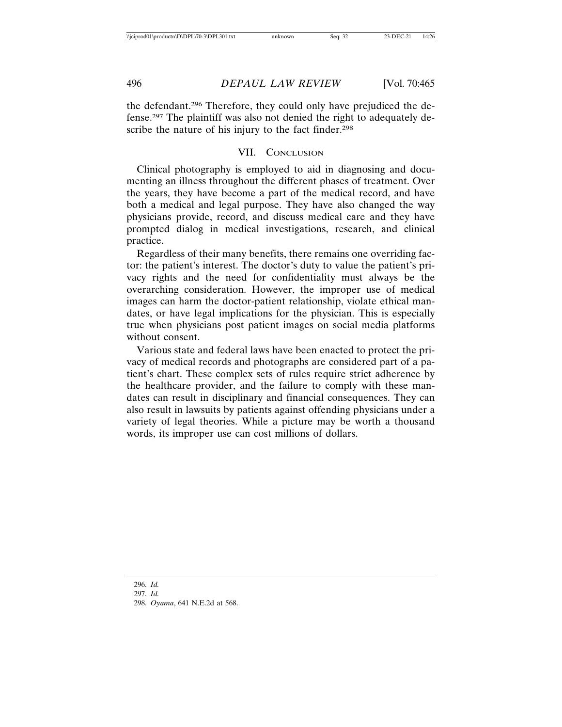the defendant.[296] Therefore, they could only have prejudiced the defense.[297] The plaintiff was also not denied the right to adequately describe the nature of his injury to the fact finder.[298]

## VII. Conclusion

Clinical photography is employed to aid in diagnosing and documenting an illness throughout the different phases of treatment. Over the years, they have become a part of the medical record, and have both a medical and legal purpose. They have also changed the way physicians provide, record, and discuss medical care and they have prompted dialog in medical investigations, research, and clinical practice.

Regardless of their many benefits, there remains one overriding factor: the patient's interest. The doctor's duty to value the patient's privacy rights and the need for confidentiality must always be the overarching consideration. However, the improper use of medical images can harm the doctor-patient relationship, violate ethical mandates, or have legal implications for the physician. This is especially true when physicians post patient images on social media platforms without consent.

Various state and federal laws have been enacted to protect the privacy of medical records and photographs are considered part of a patient's chart. These complex sets of rules require strict adherence by the healthcare provider, and the failure to comply with these mandates can result in disciplinary and financial consequences. They can also result in lawsuits by patients against offending physicians under a variety of legal theories. While a picture may be worth a thousand words, its improper use can cost millions of dollars.

---

296. *Id.*
297. *Id.*
298. *Oyama*, 641 N.E.2d at 568.